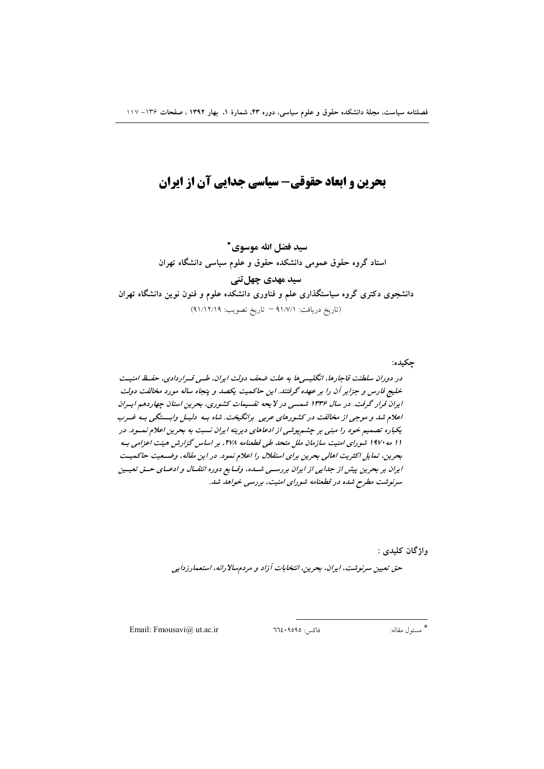# بحرین و ابعاد حقوقی– سیاسی جدایی آن از ایران

**سید فضل الله موسوی***

استاد گروه حقوق عمومی دانشکده حقوق و علوم سیاسی دانشگاه تهران

**سید مهدی چهل‌تنی**

دانشجوی دکتری گروه سیاستگذاری علم و فناوری دانشکده علوم و فنون نوین دانشگاه تهران

(تاریخ دریافت: ۹۱/۷/۱ – تاریخ تصویب: ۹۱/۱۲/۱۹)

**چکیده:**

*در دوران سلطنت قاجارها، انگلیسی‌ها به علت ضعف دولت ایران، طی قراردادی، حفظ امنیت خلیج فارس و جزایر آن را بر عهده گرفتند. این حاکمیت یکصد و پنجاه ساله مورد مخالفت دولت ایران قرار گرفت. در سال ۱۳۳۶ شمسی در لایحه تقسیمات کشوری، بحرین استان چهاردهم ایران اعلام شد و موجی از مخالفت در کشورهای عربی برانگیخت. شاه به دلیل وابستگی به غرب یکباره تصمیم خود را مبنی بر چشم‌پوشی از ادعاهای دیرینه ایران نسبت به بحرین اعلام نمود. در ۱۱ مه ۱۹۷۰ شورای امنیت سازمان ملل متحد طی قطعنامه ۲۷۸، بر اساس گزارش هیئت اعزامی به بحرین، تمایل اکثریت اهالی بحرین برای استقلال را اعلام نمود. در این مقاله، وضعیت حاکمیت ایران بر بحرین پیش از جدایی از ایران بررسی شده، وقایع دوره انتقال و ادعای حق تعیین سرنوشت مطرح شده در قطعنامه شورای امنیت، بررسی خواهد شد.*

**واژگان کلیدی :**

*حق تعیین سرنوشت، ایران، بحرین، انتخابات آزاد و مردم‌سالارانه، استعمارزدایی*

---

* مسئول مقاله: فاکس: ۶۶۴۰۹۵۹۵ Email: Fmousavi@ ut.ac.ir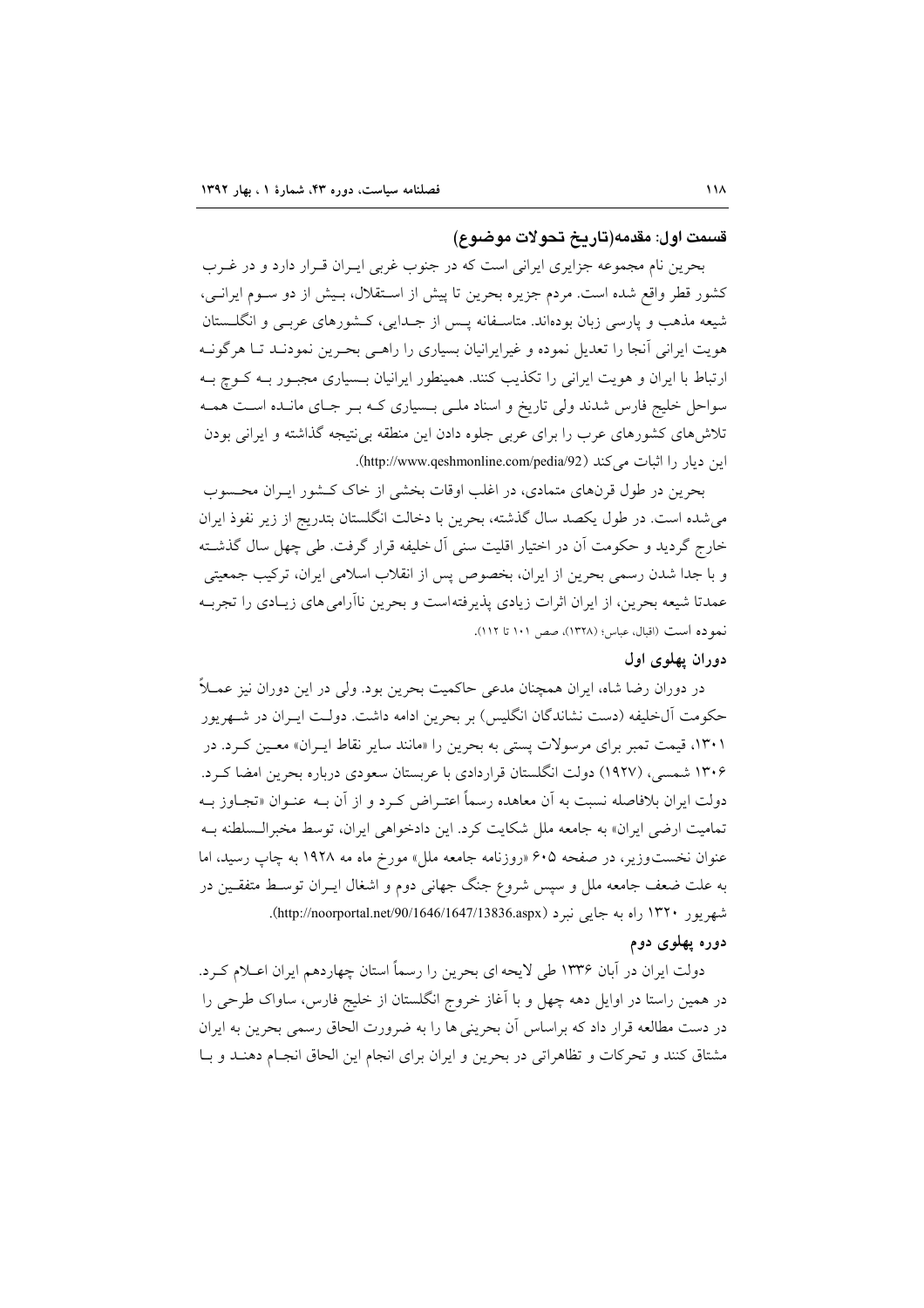## قسمت اول: مقدمه(تاریخ تحولات موضوع)

بحرین نام مجموعه جزایری ایرانی است که در جنوب غربی ایران قرار دارد و در غرب کشور قطر واقع شده است. مردم جزیره بحرین تا پیش از استقلال، بیش از دو سوم ایرانی، شیعه مذهب و پارسی زبان بوده‌اند. متاسفانه پس از جدایی، کشورهای عربی و انگلستان هویت ایرانی آنجا را تعدیل نموده و غیرایرانیان بسیاری را راهی بحرین نمودند تا هرگونه ارتباط با ایران و هویت ایرانی را تکذیب کنند. همینطور ایرانیان بسیاری مجبور به کوچ به سواحل خلیج فارس شدند ولی تاریخ و اسناد ملی بسیاری که بر جای مانده است همه تلاش‌های کشورهای عرب را برای عربی جلوه دادن این منطقه بی‌نتیجه گذاشته و ایرانی بودن این دیار را اثبات می‌کند (http://www.qeshmonline.com/pedia/92).

بحرین در طول قرن‌های متمادی، در اغلب اوقات بخشی از خاک کشور ایران محسوب می‌شده است. در طول یکصد سال گذشته، بحرین با دخالت انگلستان بتدریج از زیر نفوذ ایران خارج گردید و حکومت آن در اختیار اقلیت سنی آل‌خلیفه قرار گرفت. طی چهل سال گذشته و با جدا شدن رسمی بحرین از ایران، بخصوص پس از انقلاب اسلامی ایران، ترکیب جمعیتی عمدتا شیعه بحرین، از ایران اثرات زیادی پذیرفته‌است و بحرین ناآرامی‌های زیادی را تجربه نموده است (اقبال، عباس؛ (۱۳۲۸)، صص ۱۰۱ تا ۱۱۲).

### دوران پهلوی اول

در دوران رضا شاه، ایران همچنان مدعی حاکمیت بحرین بود. ولی در این دوران نیز عملاً حکومت آل‌خلیفه (دست نشاندگان انگلیس) بر بحرین ادامه داشت. دولت ایران در شهریور ۱۳۰۱، قیمت تمبر برای مرسولات پستی به بحرین را «مانند سایر نقاط ایران» معین کرد. در ۱۳۰۶ شمسی، (۱۹۲۷) دولت انگلستان قراردادی با عربستان سعودی درباره بحرین امضا کرد. دولت ایران بلافاصله نسبت به آن معاهده رسماً اعتراض کرد و از آن به عنوان «تجاوز به تمامیت ارضی ایران» به جامعه ملل شکایت کرد. این دادخواهی ایران، توسط مخبرالسلطنه به عنوان نخست‌وزیر، در صفحه ۶۰۵ «روزنامه جامعه ملل» مورخ ماه مه ۱۹۲۸ به چاپ رسید، اما به علت ضعف جامعه ملل و سپس شروع جنگ جهانی دوم و اشغال ایران توسط متفقین در شهریور ۱۳۲۰ راه به جایی نبرد (http://noorportal.net/90/1646/1647/13836.aspx).

### دوره پهلوی دوم

دولت ایران در آبان ۱۳۳۶ طی لایحه ای بحرین را رسماً استان چهاردهم ایران اعلام کرد. در همین راستا در اوایل دهه چهل و با آغاز خروج انگلستان از خلیج فارس، ساواک طرحی را در دست مطالعه قرار داد که براساس آن بحرینی ها را به ضرورت الحاق رسمی بحرین به ایران مشتاق کنند و تحرکات و تظاهراتی در بحرین و ایران برای انجام این الحاق انجام دهند و با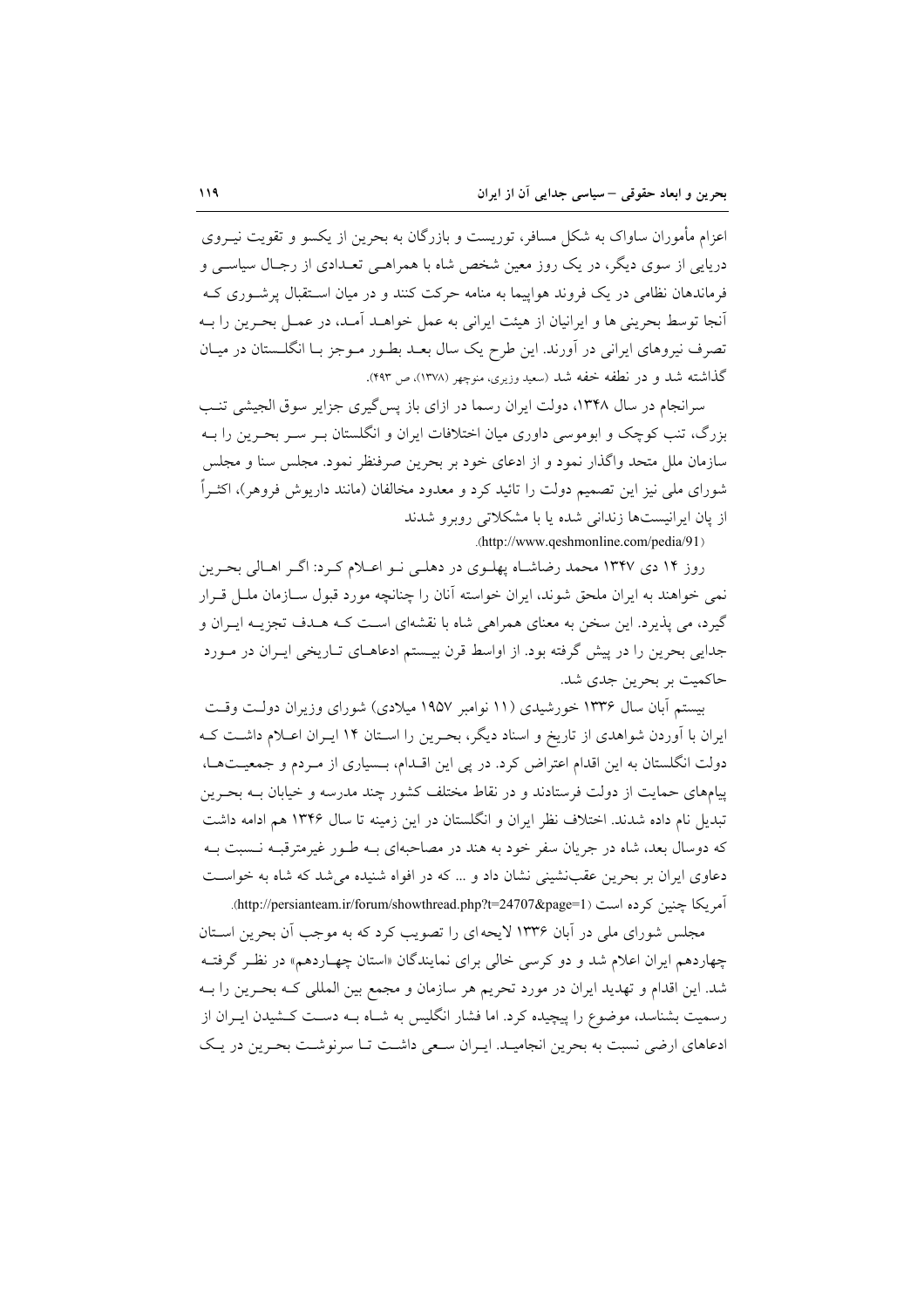اعزام مأموران ساواک به شکل مسافر، توریست و بازرگان به بحرین از یکسو و تقویت نیروی دریایی از سوی دیگر، در یک روز معین شخص شاه با همراهی تعدادی از رجال سیاسی و فرماندهان نظامی در یک فروند هواپیما به منامه حرکت کنند و در میان استقبال پرشوری که آنجا توسط بحرینی ها و ایرانیان از هیئت ایرانی به عمل خواهد آمد، در عمل بحرین را به تصرف نیروهای ایرانی در آورند. این طرح یک سال بعد بطور موجز با انگلستان در میان گذاشته شد و در نطفه خفه شد (سعید وزیری، منوچهر (۱۳۷۸)، ص ۴۹۳).

سرانجام در سال ۱۳۴۸، دولت ایران رسما در ازای باز پس‌گیری جزایر سوق الجیشی تنب بزرگ، تنب کوچک و ابوموسی داوری میان اختلافات ایران و انگلستان بر سر بحرین را به سازمان ملل متحد واگذار نمود و از ادعای خود بر بحرین صرفنظر نمود. مجلس سنا و مجلس شورای ملی نیز این تصمیم دولت را تائید کرد و معدود مخالفان (مانند داریوش فروهر)، اکثراً از پان ایرانیست‌ها زندانی شده یا با مشکلاتی روبرو شدند (http://www.qeshmonline.com/pedia/91).

روز ۱۴ دی ۱۳۴۷ محمد رضاشاه پهلوی در دهلی نو اعلام کرد: اگر اهالی بحرین نمی خواهند به ایران ملحق شوند، ایران خواسته آنان را چنانچه مورد قبول سازمان ملل قرار گیرد، می پذیرد. این سخن به معنای همراهی شاه با نقشه‌ای است که هدف تجزیه ایران و جدایی بحرین را در پیش گرفته بود. از اواسط قرن بیستم ادعاهای تاریخی ایران در مورد حاکمیت بر بحرین جدی شد.

بیستم آبان سال ۱۳۳۶ خورشیدی (۱۱ نوامبر ۱۹۵۷ میلادی) شورای وزیران دولت وقت ایران با آوردن شواهدی از تاریخ و اسناد دیگر، بحرین را استان ۱۴ ایران اعلام داشت که دولت انگلستان به این اقدام اعتراض کرد. در پی این اقدام، بسیاری از مردم و جمعیت‌ها، پیامهای حمایت از دولت فرستادند و در نقاط مختلف کشور چند مدرسه و خیابان به بحرین تبدیل نام داده شدند. اختلاف نظر ایران و انگلستان در این زمینه تا سال ۱۳۴۶ هم ادامه داشت که دوسال بعد، شاه در جریان سفر خود به هند در مصاحبه‌ای به طور غیرمترقبه نسبت به دعاوی ایران بر بحرین عقب‌نشینی نشان داد و ... که در افواه شنیده می‌شد که شاه به خواست آمریکا چنین کرده است (http://persianteam.ir/forum/showthread.php?t=24707&page=1).

مجلس شورای ملی در آبان ۱۳۳۶ لایحه‌ای را تصویب کرد که به موجب آن بحرین استان چهاردهم ایران اعلام شد و دو کرسی خالی برای نمایندگان «استان چهاردهم» در نظر گرفته شد. این اقدام و تهدید ایران در مورد تحریم هر سازمان و مجمع بین المللی که بحرین را به رسمیت بشناسد، موضوع را پیچیده کرد. اما فشار انگلیس به شاه به دست کشیدن ایران از ادعاهای ارضی نسبت به بحرین انجامید. ایران سعی داشت تا سرنوشت بحرین در یک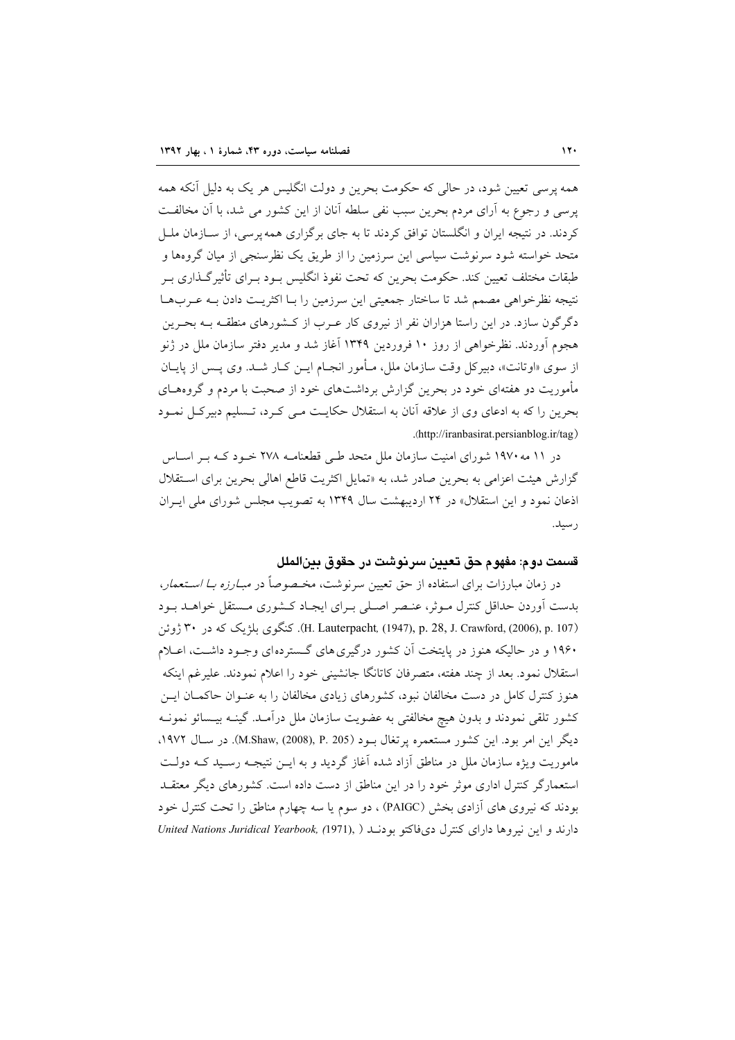همه پرسی تعیین شود، در حالی که حکومت بحرین و دولت انگلیس هر یک به دلیل آنکه همه پرسی و رجوع به آرای مردم بحرین سبب نفی سلطه آنان از این کشور می شد، با آن مخالفت کردند. در نتیجه ایران و انگلستان توافق کردند تا به جای برگزاری همه‌پرسی، از سازمان ملل متحد خواسته شود سرنوشت سیاسی این سرزمین را از طریق یک نظرسنجی از میان گروه‌ها و طبقات مختلف تعیین کند. حکومت بحرین که تحت نفوذ انگلیس بود برای تأثیرگذاری بر نتیجه نظرخواهی مصمم شد تا ساختار جمعیتی این سرزمین را با اکثریت دادن به عرب‌ها دگرگون سازد. در این راستا هزاران نفر از نیروی کار عرب از کشورهای منطقه به بحرین هجوم آوردند. نظرخواهی از روز ۱۰ فروردین ۱۳۴۹ آغاز شد و مدیر دفتر سازمان ملل در ژنو از سوی «اوتانت»، دبیرکل وقت سازمان ملل، مأمور انجام این کار شد. وی پس از پایان مأموریت دو هفته‌ای خود در بحرین گزارش برداشت‌های خود از صحبت با مردم و گروه‌های بحرین را که به ادعای وی از علاقه آنان به استقلال حکایت می کرد، تسلیم دبیرکل نمود (http://iranbasirat.persianblog.ir/tag).

در ۱۱ مه ۱۹۷۰ شورای امنیت سازمان ملل متحد طی قطعنامه ۲۷۸ خود که بر اساس گزارش هیئت اعزامی به بحرین صادر شد، به «تمایل اکثریت قاطع اهالی بحرین برای استقلال اذعان نمود و این استقلال» در ۲۴ اردیبهشت سال ۱۳۴۹ به تصویب مجلس شورای ملی ایران رسید.

## قسمت دوم: مفهوم حق تعیین سرنوشت در حقوق بین‌الملل

در زمان مبارزات برای استفاده از حق تعیین سرنوشت، مخصوصاً در *مبارزه با استعمار*، بدست آوردن حداقل کنترل موثر، عنصر اصلی برای ایجاد کشوری مستقل خواهد بود (H. Lauterpacht, (1947), p. 28, J. Crawford, (2006), p. 107). کنگوی بلژیک که در ۳۰ ژوئن ۱۹۶۰ و در حالیکه هنوز در پایتخت آن کشور درگیری‌های گسترده‌ای وجود داشت، اعلام استقلال نمود. بعد از چند هفته، متصرفان کاتانگا جانشینی خود را اعلام نمودند. علیرغم اینکه هنوز کنترل کامل در دست مخالفان نبود، کشورهای زیادی مخالفان را به عنوان حاکمان این کشور تلقی نمودند و بدون هیچ مخالفتی به عضویت سازمان ملل درآمد. گینه بیسائو نمونه دیگر این امر بود. این کشور مستعمره پرتغال بود (M.Shaw, (2008), P. 205). در سال ۱۹۷۲، ماموریت ویژه سازمان ملل در مناطق آزاد شده آغاز گردید و به این نتیجه رسید که دولت استعمارگر کنترل اداری موثر خود را در این مناطق از دست داده است. کشورهای دیگر معتقد بودند که نیروی های آزادی بخش (PAIGC) ، دو سوم یا سه چهارم مناطق را تحت کنترل خود دارند و این نیروها دارای کنترل دی‌فاکتو بودند ( *United Nations Juridical Yearbook, (*1971),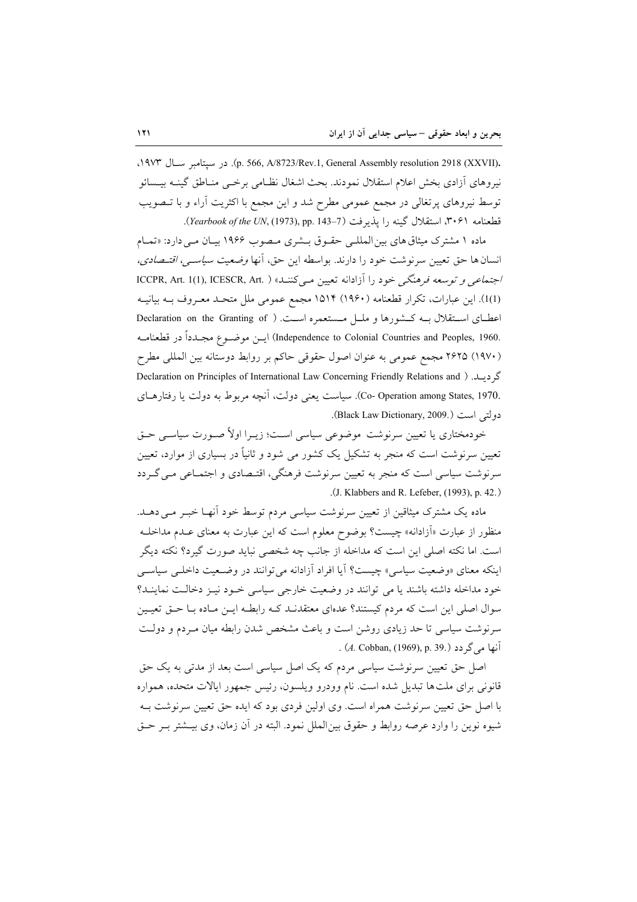(p. 566, A/8723/Rev.1, General Assembly resolution 2918 (XXVII)). در سپتامبر سال ۱۹۷۳، نیروهای آزادی بخش اعلام استقلال نمودند. بحث اشغال نظامی برخی مناطق گینه بیسائو توسط نیروهای پرتغالی در مجمع عمومی مطرح شد و این مجمع با اکثریت آراء و با تصویب قطعنامه ۳۰۶۱، استقلال گینه را پذیرفت (*Yearbook of the UN*, (1973), pp. 143–7).

ماده ۱ مشترک میثاق های بین‌المللی حقوق بشری مصوب ۱۹۶۶ بیان می دارد: «تمام انسان ها حق تعیین سرنوشت خود را دارند. بواسطه این حق، آنها *وضعیت سیاسی، اقتصادی، اجتماعی و توسعه فرهنگی* خود را آزادانه تعیین می‌کنند» (ICCPR, Art. 1(1), ICESCR, Art. 1(1)). این عبارات، تکرار قطعنامه (۱۹۶۰) ۱۵۱۴ مجمع عمومی ملل متحد معروف به بیانیه اعطای استقلال به کشورها و ملل مستعمره است. (Declaration on the Granting of Independence to Colonial Countries and Peoples, 1960.) این موضوع مجدداً در قطعنامه (۱۹۷۰) ۲۶۲۵ مجمع عمومی به عنوان اصول حقوقی حاکم بر روابط دوستانه بین المللی مطرح گردید. (Declaration on Principles of International Law Concerning Friendly Relations and Co- Operation among States, 1970.). سیاست یعنی دولت، آنچه مربوط به دولت یا رفتارهای دولتی است (Black Law Dictionary, 2009.).

خودمختاری یا تعیین سرنوشت موضوعی سیاسی است؛ زیرا اولاً صورت سیاسی حق تعیین سرنوشت است که منجر به تشکیل یک کشور می شود و ثانیاً در بسیاری از موارد، تعیین سرنوشت سیاسی است که منجر به تعیین سرنوشت فرهنگی، اقتصادی و اجتماعی می گردد (J. Klabbers and R. Lefeber, (1993), p. 42.).

ماده یک مشترک میثاقین از تعیین سرنوشت سیاسی مردم توسط خود آنها خبر می دهد. منظور از عبارت «آزادانه» چیست؟ بوضوح معلوم است که این عبارت به معنای عدم مداخله است. اما نکته اصلی این است که مداخله از جانب چه شخصی نباید صورت گیرد؟ نکته دیگر اینکه معنای «وضعیت سیاسی» چیست؟ آیا افراد آزادانه می‌توانند در وضعیت داخلی سیاسی خود مداخله داشته باشند یا می توانند در وضعیت خارجی سیاسی خود نیز دخالت نمایند؟ سوال اصلی این است که مردم کیستند؟ عده‌ای معتقدند که رابطه این ماده با حق تعیین سرنوشت سیاسی تا حد زیادی روشن است و باعث مشخص شدن رابطه میان مردم و دولت آنها می گردد (*A.* Cobban, (1969), p. 39.).

اصل حق تعیین سرنوشت سیاسی مردم که یک اصل سیاسی است بعد از مدتی به یک حق قانونی برای ملت‌ها تبدیل شده است. نام وودرو ویلسون، رئیس جمهور ایالات متحده، همواره با اصل حق تعیین سرنوشت همراه است. وی اولین فردی بود که ایده حق تعیین سرنوشت به شیوه نوین را وارد عرصه روابط و حقوق بین‌الملل نمود. البته در آن زمان، وی بیشتر بر حق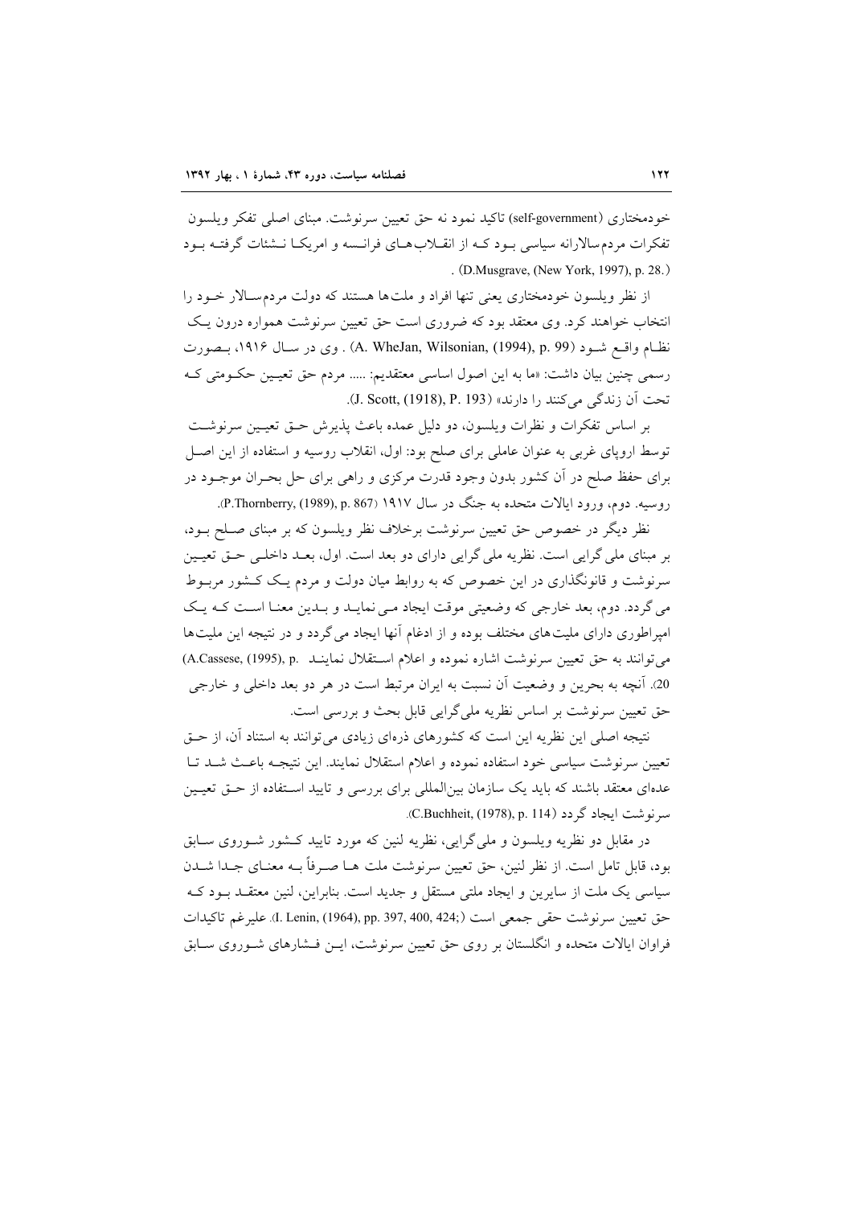خودمختاری (self-government) تاکید نمود نه حق تعیین سرنوشت. مبنای اصلی تفکر ویلسون تفکرات مردم‌سالارانه سیاسی بود که از انقلاب‌های فرانسه و امریکا نشئات گرفته بود (D.Musgrave, (New York, 1997), p. 28.).

از نظر ویلسون خودمختاری یعنی تنها افراد و ملت‌ها هستند که دولت مردم‌سالار خود را انتخاب خواهند کرد. وی معتقد بود که ضروری است حق تعیین سرنوشت همواره درون یک نظام واقع شود (A. WheJan, Wilsonian, (1994), p. 99) . وی در سال ۱۹۱۶، بصورت رسمی چنین بیان داشت: «ما به این اصول اساسی معتقدیم: ..... مردم حق تعیین حکومتی که تحت آن زندگی می‌کنند را دارند» (J. Scott, (1918), P. 193).

بر اساس تفکرات و نظرات ویلسون، دو دلیل عمده باعث پذیرش حق تعیین سرنوشت توسط اروپای غربی به عنوان عاملی برای صلح بود: اول، انقلاب روسیه و استفاده از این اصل برای حفظ صلح در آن کشور بدون وجود قدرت مرکزی و راهی برای حل بحران موجود در روسیه. دوم، ورود ایالات متحده به جنگ در سال ۱۹۱۷ (P.Thornberry, (1989), p. 867).

نظر دیگر در خصوص حق تعیین سرنوشت برخلاف نظر ویلسون که بر مبنای صلح بود، بر مبنای ملی گرایی است. نظریه ملی گرایی دارای دو بعد است. اول، بعد داخلی حق تعیین سرنوشت و قانونگذاری در این خصوص که به روابط میان دولت و مردم یک کشور مربوط می‌گردد. دوم، بعد خارجی که وضعیتی موقت ایجاد می نماید و بدین معنا است که یک امپراطوری دارای ملیت‌های مختلف بوده و از ادغام آنها ایجاد می‌گردد و در نتیجه این ملیت‌ها می‌توانند به حق تعیین سرنوشت اشاره نموده و اعلام استقلال نمایند (A.Cassese, (1995), p. 20). آنچه به بحرین و وضعیت آن نسبت به ایران مرتبط است در هر دو بعد داخلی و خارجی حق تعیین سرنوشت بر اساس نظریه ملی‌گرایی قابل بحث و بررسی است.

نتیجه اصلی این نظریه این است که کشورهای ذره‌ای زیادی می‌توانند به استناد آن، از حق تعیین سرنوشت سیاسی خود استفاده نموده و اعلام استقلال نمایند. این نتیجه باعث شد تا عده‌ای معتقد باشند که باید یک سازمان بین‌المللی برای بررسی و تایید استفاده از حق تعیین سرنوشت ایجاد گردد (C.Buchheit, (1978), p. 114).

در مقابل دو نظریه ویلسون و ملی‌گرایی، نظریه لنین که مورد تایید کشور شوروی سابق بود، قابل تامل است. از نظر لنین، حق تعیین سرنوشت ملت ها صرفاً به معنای جدا شدن سیاسی یک ملت از سایرین و ایجاد ملتی مستقل و جدید است. بنابراین، لنین معتقد بود که حق تعیین سرنوشت حقی جمعی است (I. Lenin, (1964), pp. 397, 400, 424;). علیرغم تاکیدات فراوان ایالات متحده و انگلستان بر روی حق تعیین سرنوشت، این فشارهای شوروی سابق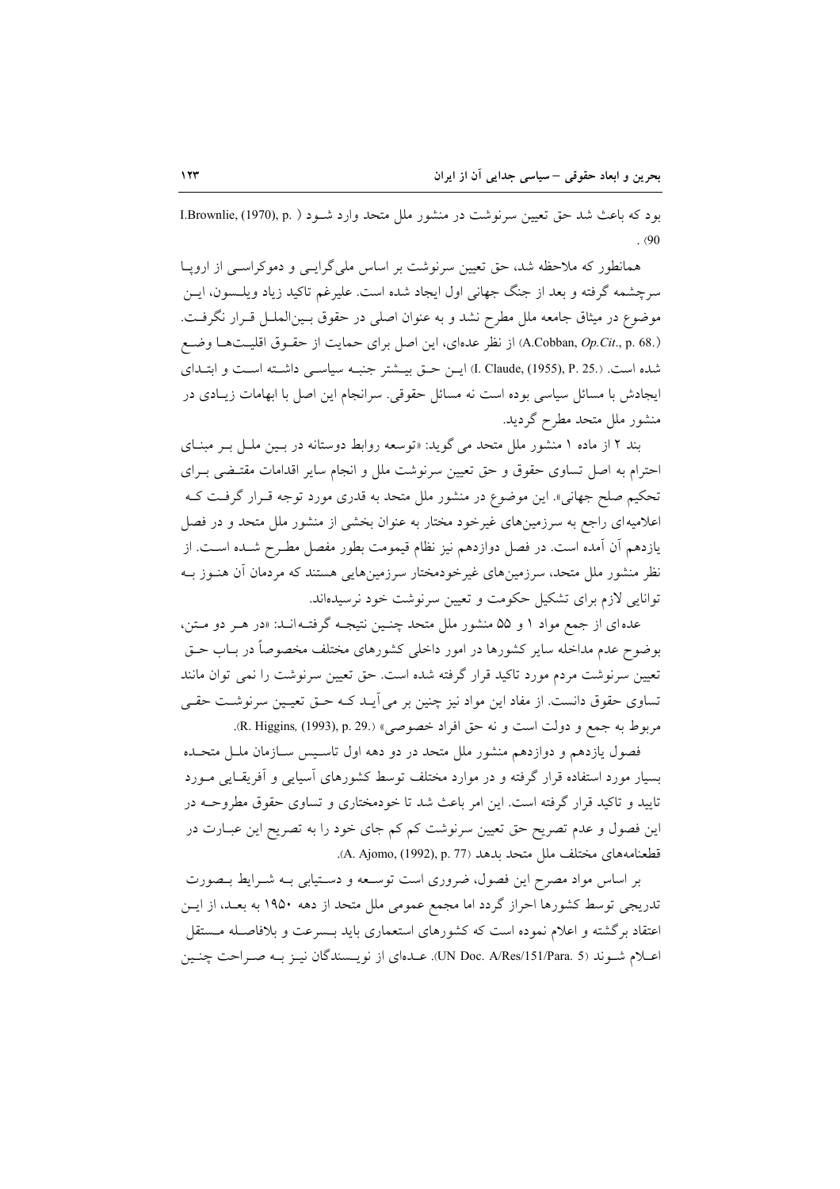بود که باعث شد حق تعیین سرنوشت در منشور ملل متحد وارد شود ( I.Brownlie, (1970), p. 90).

همانطور که ملاحظه شد، حق تعیین سرنوشت بر اساس ملی‌گرایی و دموکراسی از اروپا سرچشمه گرفته و بعد از جنگ جهانی اول ایجاد شده است. علیرغم تاکید زیاد ویلسون، این موضوع در میثاق جامعه ملل مطرح نشد و به عنوان اصلی در حقوق بین‌الملل قرار نگرفت. (A.Cobban, *Op.Cit*., p. 68.) از نظر عده‌ای، این اصل برای حمایت از حقوق اقلیت‌ها وضع شده است. (I. Claude, (1955), P. 25.) این حق بیشتر جنبه سیاسی داشته است و ابتدای ایجادش با مسائل سیاسی بوده است نه مسائل حقوقی. سرانجام این اصل با ابهامات زیادی در منشور ملل متحد مطرح گردید.

بند ۲ از ماده ۱ منشور ملل متحد می گوید: «توسعه روابط دوستانه در بین ملل بر مبنای احترام به اصل تساوی حقوق و حق تعیین سرنوشت ملل و انجام سایر اقدامات مقتضی برای تحکیم صلح جهانی». این موضوع در منشور ملل متحد به قدری مورد توجه قرار گرفت که اعلامیه‌ای راجع به سرزمین‌های غیرخود مختار به عنوان بخشی از منشور ملل متحد و در فصل یازدهم آن آمده است. در فصل دوازدهم نیز نظام قیمومت بطور مفصل مطرح شده است. از نظر منشور ملل متحد، سرزمین‌های غیرخودمختار سرزمین‌هایی هستند که مردمان آن هنوز به توانایی لازم برای تشکیل حکومت و تعیین سرنوشت خود نرسیده‌اند.

عده‌ای از جمع مواد ۱ و ۵۵ منشور ملل متحد چنین نتیجه گرفته‌اند: «در هر دو متن، بوضوح عدم مداخله سایر کشورها در امور داخلی کشورهای مختلف مخصوصاً در باب حق تعیین سرنوشت مردم مورد تاکید قرار گرفته شده است. حق تعیین سرنوشت را نمی توان مانند تساوی حقوق دانست. از مفاد این مواد نیز چنین بر می‌آید که حق تعیین سرنوشت حقی مربوط به جمع و دولت است و نه حق افراد خصوصی» (R. Higgins, (1993), p. 29.).

فصول یازدهم و دوازدهم منشور ملل متحد در دو دهه اول تاسیس سازمان ملل متحده بسیار مورد استفاده قرار گرفته و در موارد مختلف توسط کشورهای آسیایی و آفریقایی مورد تایید و تاکید قرار گرفته است. این امر باعث شد تا خودمختاری و تساوی حقوق مطروحه در این فصول و عدم تصریح حق تعیین سرنوشت کم کم جای خود را به تصریح این عبارت در قطعنامه‌های مختلف ملل متحد بدهد (A. Ajomo, (1992), p. 77).

بر اساس مواد مصرح این فصول، ضروری است توسعه و دستیابی به شرایط بصورت تدریجی توسط کشورها احراز گردد اما مجمع عمومی ملل متحد از دهه ۱۹۵۰ به بعد، از این اعتقاد برگشته و اعلام نموده است که کشورهای استعماری باید بسرعت و بلافاصله مستقل اعلام شوند (UN Doc. A/Res/151/Para. 5). عده‌ای از نویسندگان نیز به صراحت چنین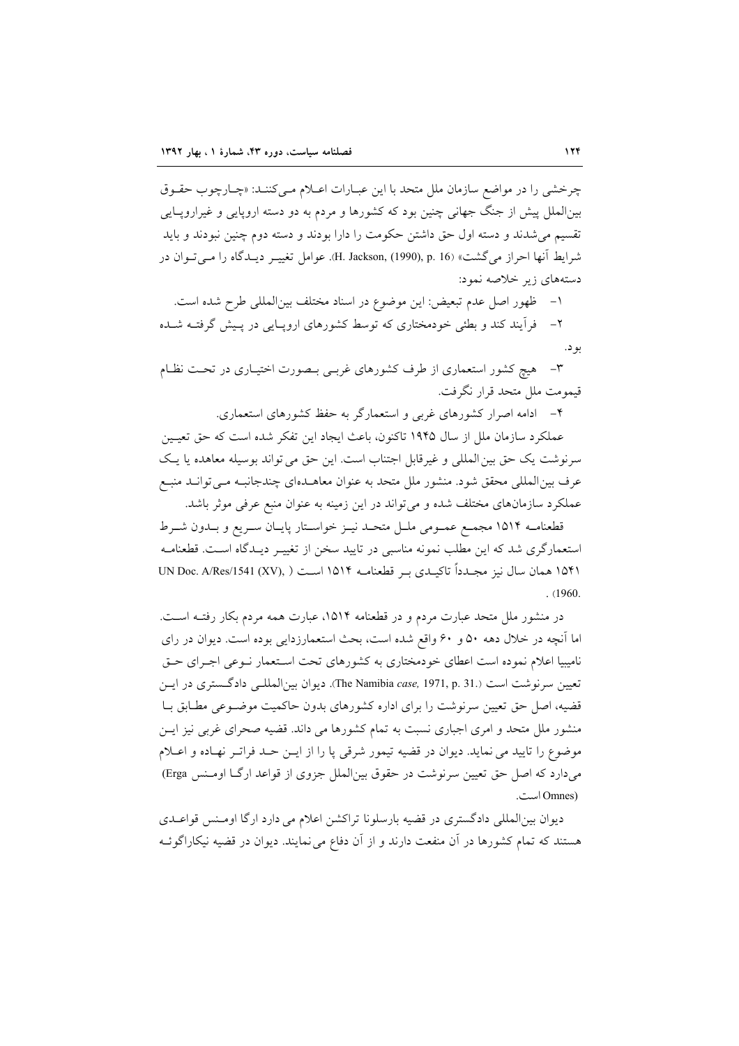چرخشی را در مواضع سازمان ملل متحد با این عبارات اعلام می‌کنند: «چارچوب حقوق بین‌الملل پیش از جنگ جهانی چنین بود که کشورها و مردم به دو دسته اروپایی و غیراروپایی تقسیم می‌شدند و دسته اول حق داشتن حکومت را دارا بودند و دسته دوم چنین نبودند و باید شرایط آنها احراز می‌گشت» (H. Jackson, (1990), p. 16). عوامل تغییر دیدگاه را می‌توان در دسته‌های زیر خلاصه نمود:

۱- ظهور اصل عدم تبعیض: این موضوع در اسناد مختلف بین‌المللی طرح شده است.

۲- فرآیند کند و بطئی خودمختاری که توسط کشورهای اروپایی در پیش گرفته شده بود.

۳- هیچ کشور استعماری از طرف کشورهای غربی بصورت اختیاری در تحت نظام قیمومت ملل متحد قرار نگرفت.

۴- ادامه اصرار کشورهای غربی و استعمارگر به حفظ کشورهای استعماری.

عملکرد سازمان ملل از سال ۱۹۴۵ تاکنون، باعث ایجاد این تفکر شده است که حق تعیین سرنوشت یک حق بین‌المللی و غیرقابل اجتناب است. این حق می‌تواند بوسیله معاهده یا یک عرف بین‌المللی محقق شود. منشور ملل متحد به عنوان معاهده‌ای چندجانبه می‌تواند منبع عملکرد سازمان‌های مختلف شده و می‌تواند در این زمینه به عنوان منبع عرفی موثر باشد.

قطعنامه ۱۵۱۴ مجمع عمومی ملل متحد نیز خواستار پایان سریع و بدون شرط استعمارگری شد که این مطلب نمونه مناسبی در تایید سخن از تغییر دیدگاه است. قطعنامه ۱۵۴۱ همان سال نیز مجدداً تاکیدی بر قطعنامه ۱۵۱۴ است ( UN Doc. A/Res/1541 (XV), (1960.

در منشور ملل متحد عبارت مردم و در قطعنامه ۱۵۱۴، عبارت همه مردم بکار رفته است. اما آنچه در خلال دهه ۵۰ و ۶۰ واقع شده است، بحث استعمارزدایی بوده است. دیوان در رای نامیبیا اعلام نموده است اعطای خودمختاری به کشورهای تحت استعمار نوعی اجرای حق تعیین سرنوشت است (The Namibia *case*, 1971, p. 31.). دیوان بین‌المللی دادگستری در این قضیه، اصل حق تعیین سرنوشت را برای اداره کشورهای بدون حاکمیت موضوعی مطابق با منشور ملل متحد و امری اجباری نسبت به تمام کشورها می داند. قضیه صحرای غربی نیز این موضوع را تایید می نماید. دیوان در قضیه تیمور شرقی پا را از این حد فراتر نهاده و اعلام می‌دارد که اصل حق تعیین سرنوشت در حقوق بین‌الملل جزوی از قواعد ارگا اومنس Erga) (Omnes است.

دیوان بین‌المللی دادگستری در قضیه بارسلونا تراکشن اعلام می دارد ارگا اومنس قواعدی هستند که تمام کشورها در آن منفعت دارند و از آن دفاع می‌نمایند. دیوان در قضیه نیکاراگوئه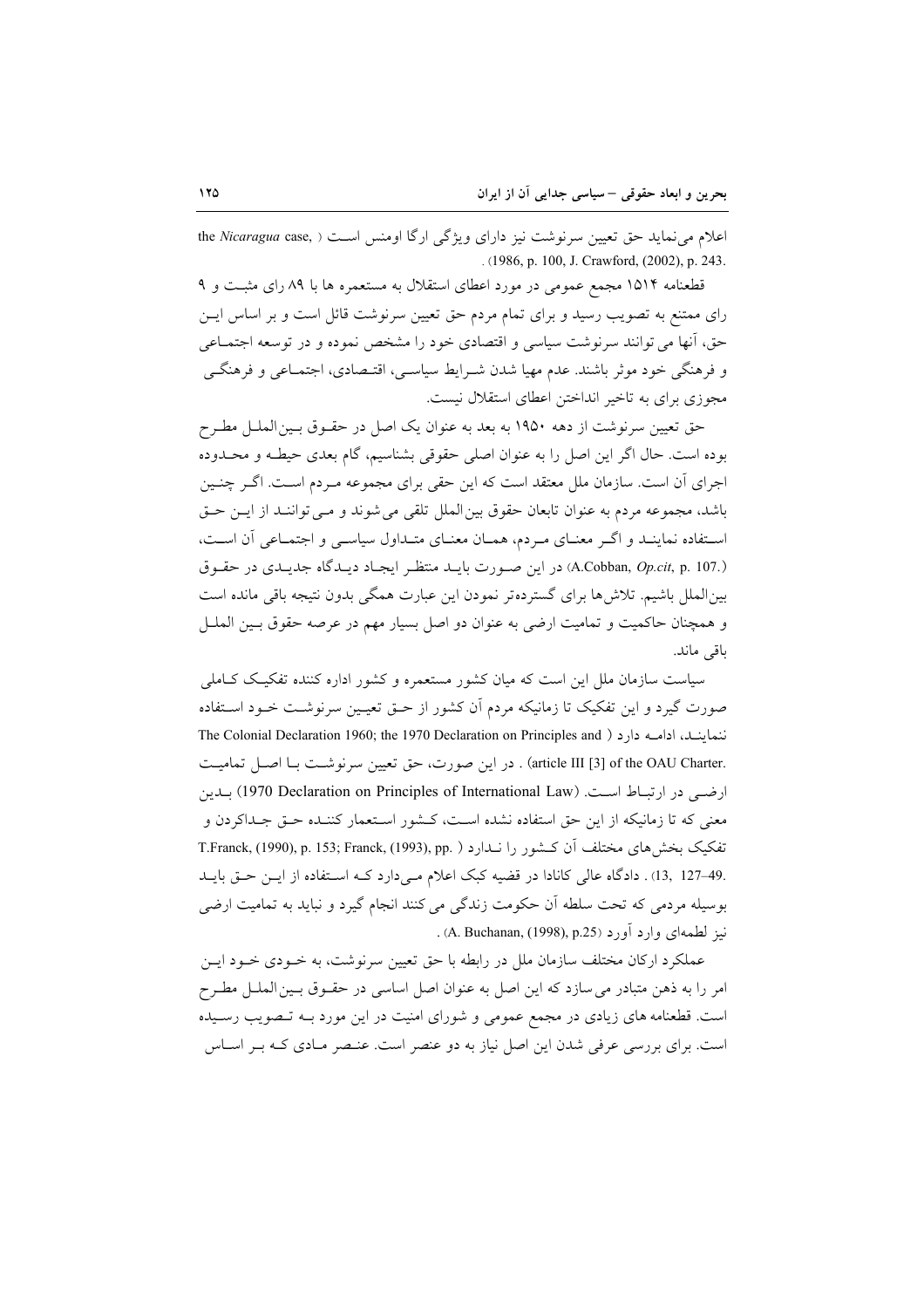اعلام می‌نماید حق تعیین سرنوشت نیز دارای ویژگی ارگا اومنس است ( the *Nicaragua* case, 1986, p. 100, J. Crawford, (2002), p. 243.) .

قطعنامه ۱۵۱۴ مجمع عمومی در مورد اعطای استقلال به مستعمره ها با ۸۹ رای مثبت و ۹ رای ممتنع به تصویب رسید و برای تمام مردم حق تعیین سرنوشت قائل است و بر اساس این حق، آنها می توانند سرنوشت سیاسی و اقتصادی خود را مشخص نموده و در توسعه اجتماعی و فرهنگی خود موثر باشند. عدم مهیا شدن شرایط سیاسی، اقتصادی، اجتماعی و فرهنگی مجوزی برای به تاخیر انداختن اعطای استقلال نیست.

حق تعیین سرنوشت از دهه ۱۹۵۰ به بعد به عنوان یک اصل در حقوق بین‌الملل مطرح بوده است. حال اگر این اصل را به عنوان اصلی حقوقی بشناسیم، گام بعدی حیطه و محدوده اجرای آن است. سازمان ملل معتقد است که این حقی برای مجموعه مردم است. اگر چنین باشد، مجموعه مردم به عنوان تابعان حقوق بین‌الملل تلقی می‌شوند و می‌توانند از این حق استفاده نمایند و اگر معنای مردم، همان معنای متداول سیاسی و اجتماعی آن است، (A.Cobban, *Op.cit*, p. 107.) در این صورت باید منتظر ایجاد دیدگاه جدیدی در حقوق بین‌الملل باشیم. تلاش‌ها برای گسترده‌تر نمودن این عبارت همگی بدون نتیجه باقی مانده است و همچنان حاکمیت و تمامیت ارضی به عنوان دو اصل بسیار مهم در عرصه حقوق بین الملل باقی ماند.

سیاست سازمان ملل این است که میان کشور مستعمره و کشور اداره کننده تفکیک کاملی صورت گیرد و این تفکیک تا زمانیکه مردم آن کشور از حق تعیین سرنوشت خود استفاده ننمایند، ادامه دارد ( The Colonial Declaration 1960; the 1970 Declaration on Principles and article III [3] of the OAU Charter.) . در این صورت، حق تعیین سرنوشت با اصل تمامیت ارضی در ارتباط است. (1970 Declaration on Principles of International Law) بدین معنی که تا زمانیکه از این حق استفاده نشده است، کشور استعمار کننده حق جداکردن و تفکیک بخش‌های مختلف آن کشور را ندارد ( T.Franck, (1990), p. 153; Franck, (1993), pp. 13, 127–49.) . دادگاه عالی کانادا در قضیه کبک اعلام می‌دارد که استفاده از این حق باید بوسیله مردمی که تحت سلطه آن حکومت زندگی می کنند انجام گیرد و نباید به تمامیت ارضی نیز لطمه‌ای وارد آورد (A. Buchanan, (1998), p.25) .

عملکرد ارکان مختلف سازمان ملل در رابطه با حق تعیین سرنوشت، به خودی خود این امر را به ذهن متبادر می‌سازد که این اصل به عنوان اصل اساسی در حقوق بین‌الملل مطرح است. قطعنامه های زیادی در مجمع عمومی و شورای امنیت در این مورد به تصویب رسیده است. برای بررسی عرفی شدن این اصل نیاز به دو عنصر است. عنصر مادی که بر اساس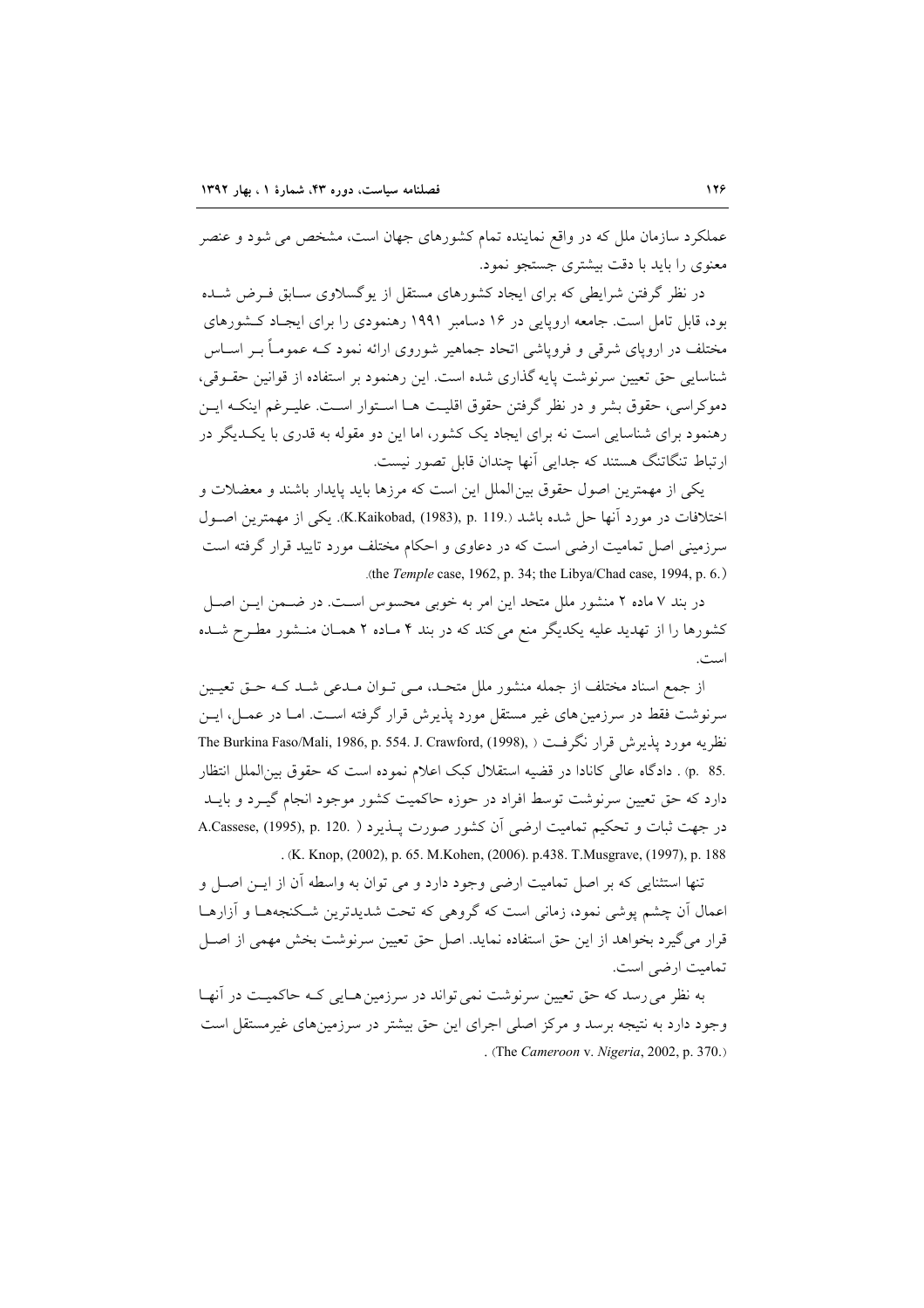عملکرد سازمان ملل که در واقع نماینده تمام کشورهای جهان است، مشخص می شود و عنصر معنوی را باید با دقت بیشتری جستجو نمود.

در نظر گرفتن شرایطی که برای ایجاد کشورهای مستقل از یوگسلاوی سابق فرض شده بود، قابل تامل است. جامعه اروپایی در ۱۶ دسامبر ۱۹۹۱ رهنمودی را برای ایجاد کشورهای مختلف در اروپای شرقی و فروپاشی اتحاد جماهیر شوروی ارائه نمود که عموماً بر اساس شناسایی حق تعیین سرنوشت پایه گذاری شده است. این رهنمود بر استفاده از قوانین حقوقی، دموکراسی، حقوق بشر و در نظر گرفتن حقوق اقلیت ها استوار است. علیرغم اینکه این رهنمود برای شناسایی است نه برای ایجاد یک کشور، اما این دو مقوله به قدری با یکدیگر در ارتباط تنگاتنگ هستند که جدایی آنها چندان قابل تصور نیست.

یکی از مهمترین اصول حقوق بین‌الملل این است که مرزها باید پایدار باشند و معضلات و اختلافات در مورد آنها حل شده باشد (K.Kaikobad, (1983), p. 119.). یکی از مهمترین اصول سرزمینی اصل تمامیت ارضی است که در دعاوی و احکام مختلف مورد تایید قرار گرفته است (the *Temple* case, 1962, p. 34; the Libya/Chad case, 1994, p. 6.).

در بند ۷ ماده ۲ منشور ملل متحد این امر به خوبی محسوس است. در ضمن این اصل کشورها را از تهدید علیه یکدیگر منع می کند که در بند ۴ ماده ۲ همان منشور مطرح شده است.

از جمع اسناد مختلف از جمله منشور ملل متحد، می توان مدعی شد که حق تعیین سرنوشت فقط در سرزمین های غیر مستقل مورد پذیرش قرار گرفته است. اما در عمل، این نظریه مورد پذیرش قرار نگرفت ( The Burkina Faso/Mali, 1986, p. 554. J. Crawford, (1998), p. 85.) . دادگاه عالی کانادا در قضیه استقلال کبک اعلام نموده است که حقوق بین‌الملل انتظار دارد که حق تعیین سرنوشت توسط افراد در حوزه حاکمیت کشور موجود انجام گیرد و باید در جهت ثبات و تحکیم تمامیت ارضی آن کشور صورت پذیرد ( A.Cassese, (1995), p. 120. K. Knop, (2002), p. 65. M.Kohen, (2006). p.438. T.Musgrave, (1997), p. 188).

تنها استثنایی که بر اصل تمامیت ارضی وجود دارد و می توان به واسطه آن از این اصل و اعمال آن چشم پوشی نمود، زمانی است که گروهی که تحت شدیدترین شکنجه‌ها و آزارها قرار می‌گیرد بخواهد از این حق استفاده نماید. اصل حق تعیین سرنوشت بخش مهمی از اصل تمامیت ارضی است.

به نظر می‌رسد که حق تعیین سرنوشت نمی‌تواند در سرزمین هایی که حاکمیت در آنها وجود دارد به نتیجه برسد و مرکز اصلی اجرای این حق بیشتر در سرزمین‌های غیرمستقل است (The *Cameroon* v. *Nigeria*, 2002, p. 370.).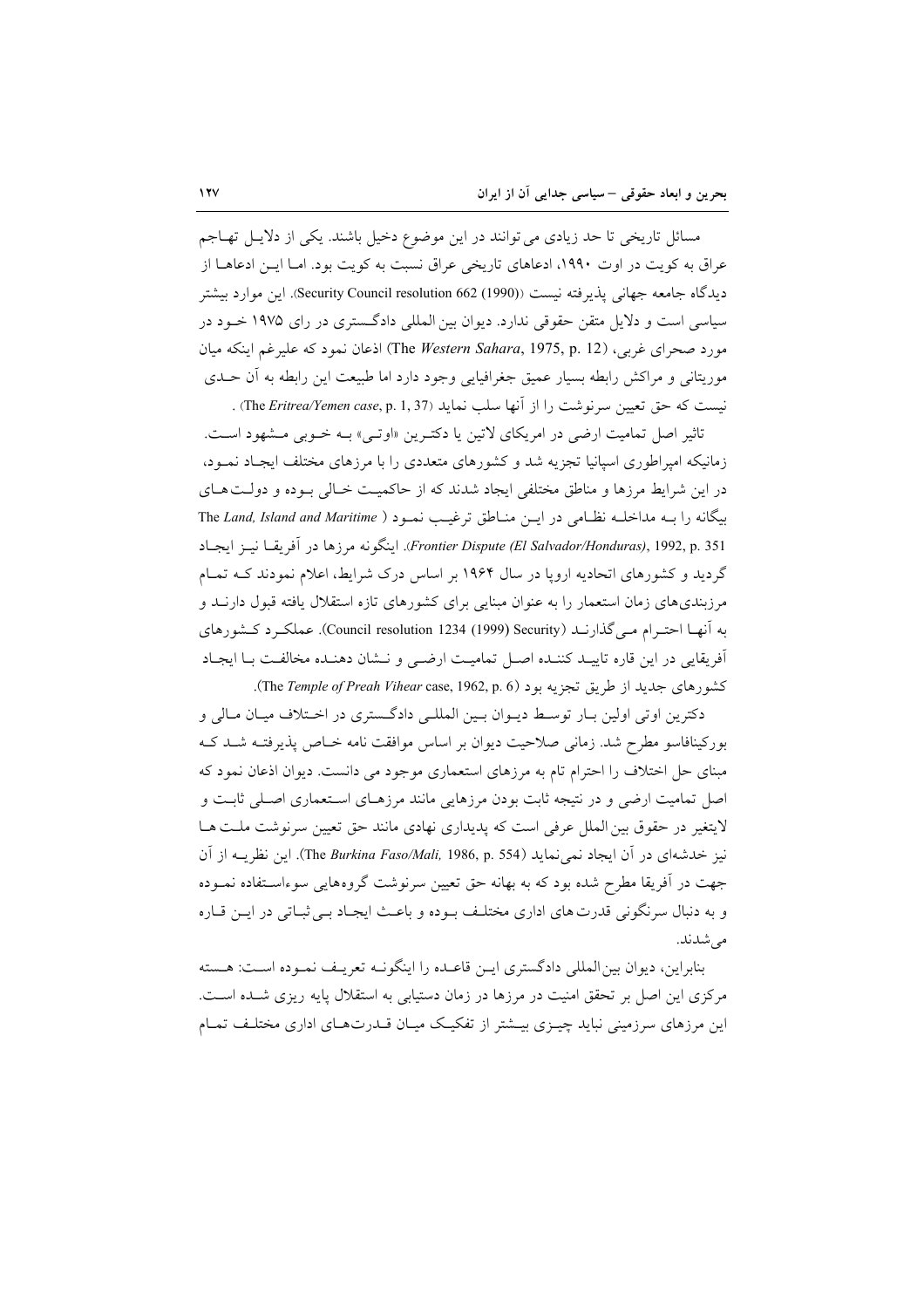مسائل تاریخی تا حد زیادی می توانند در این موضوع دخیل باشند. یکی از دلایـل تهـاجم عراق به کویت در اوت ۱۹۹۰، ادعاهای تاریخی عراق نسبت به کویت بود. امـا ایـن ادعاهـا از دیدگاه جامعه جهانی پذیرفته نیست (Security Council resolution 662 (1990)). این موارد بیشتر سیاسی است و دلایل متقن حقوقی ندارد. دیوان بین المللی دادگستری در رای ۱۹۷۵ خـود در مورد صحرای غربی، (The *Western Sahara*, 1975, p. 12) اذعان نمود که علیرغم اینکه میان موریتانی و مراکش رابطه بسیار عمیق جغرافیایی وجود دارد اما طبیعت این رابطه به آن حـدی نیست که حق تعیین سرنوشت را از آنها سلب نماید (The *Eritrea/Yemen case*, p. 1, 37) .

تاثیر اصل تمامیت ارضی در امریکای لاتین یا دکتـرین «اوتـی» بـه خـوبی مـشهود اسـت. زمانیکه امپراطوری اسپانیا تجزیه شد و کشورهای متعددی را با مرزهای مختلف ایجـاد نمـود، در این شرایط مرزها و مناطق مختلفی ایجاد شدند که از حاکمیـت خـالی بـوده و دولـت هـای بیگانه را بـه مداخلـه نظـامی در ایـن منـاطق ترغیـب نمـود ( The *Land, Island and Maritime Frontier Dispute (El Salvador/Honduras)*, 1992, p. 351). اینگونه مرزها در آفریقـا نیـز ایجـاد گردید و کشورهای اتحادیه اروپا در سال ۱۹۶۴ بر اساس درک شرایط، اعلام نمودند کـه تمـام مرزبندی‌های زمان استعمار را به عنوان مبنایی برای کشورهای تازه استقلال یافته قبول دارنـد و به آنهـا احتـرام مـی‌گذارنـد (Security) Council resolution 1234 (1999)). عملکـرد کـشورهای آفریقایی در این قاره تاییـد کننـده اصـل تمامیـت ارضـی و نـشان دهنـده مخالفـت بـا ایجـاد کشورهای جدید از طریق تجزیه بود (The *Temple of Preah Vihear* case, 1962, p. 6).

دکترین اوتی اولین بـار توسـط دیـوان بـین المللـی دادگـستری در اخـتلاف میـان مـالی و بورکینافاسو مطرح شد. زمانی صلاحیت دیوان بر اساس موافقت نامه خـاص پذیرفتـه شـد کـه مبنای حل اختلاف را احترام تام به مرزهای استعماری موجود می دانست. دیوان اذعان نمود که اصل تمامیت ارضی و در نتیجه ثابت بودن مرزهایی مانند مرزهـای اسـتعماری اصـلی ثابـت و لایتغیر در حقوق بین الملل عرفی است که پدیداری نهادی مانند حق تعیین سرنوشت ملـت هـا نیز خدشه‌ای در آن ایجاد نمی‌نماید (The *Burkina Faso/Mali,* 1986, p. 554). این نظریـه از آن جهت در آفریقا مطرح شده بود که به بهانه حق تعیین سرنوشت گروه‌هایی سوءاسـتفاده نمـوده و به دنبال سرنگونی قدرت های اداری مختلـف بـوده و باعـث ایجـاد بـی ثبـاتی در ایـن قـاره می‌شدند.

بنابراین، دیوان بین‌المللی دادگستری ایـن قاعـده را اینگونـه تعریـف نمـوده اسـت: هـسته مرکزی این اصل بر تحقق امنیت در مرزها در زمان دستیابی به استقلال پایه ریزی شـده اسـت. این مرزهای سرزمینی نباید چیـزی بیـشتر از تفکیـک میـان قـدرت‌هـای اداری مختلـف تمـام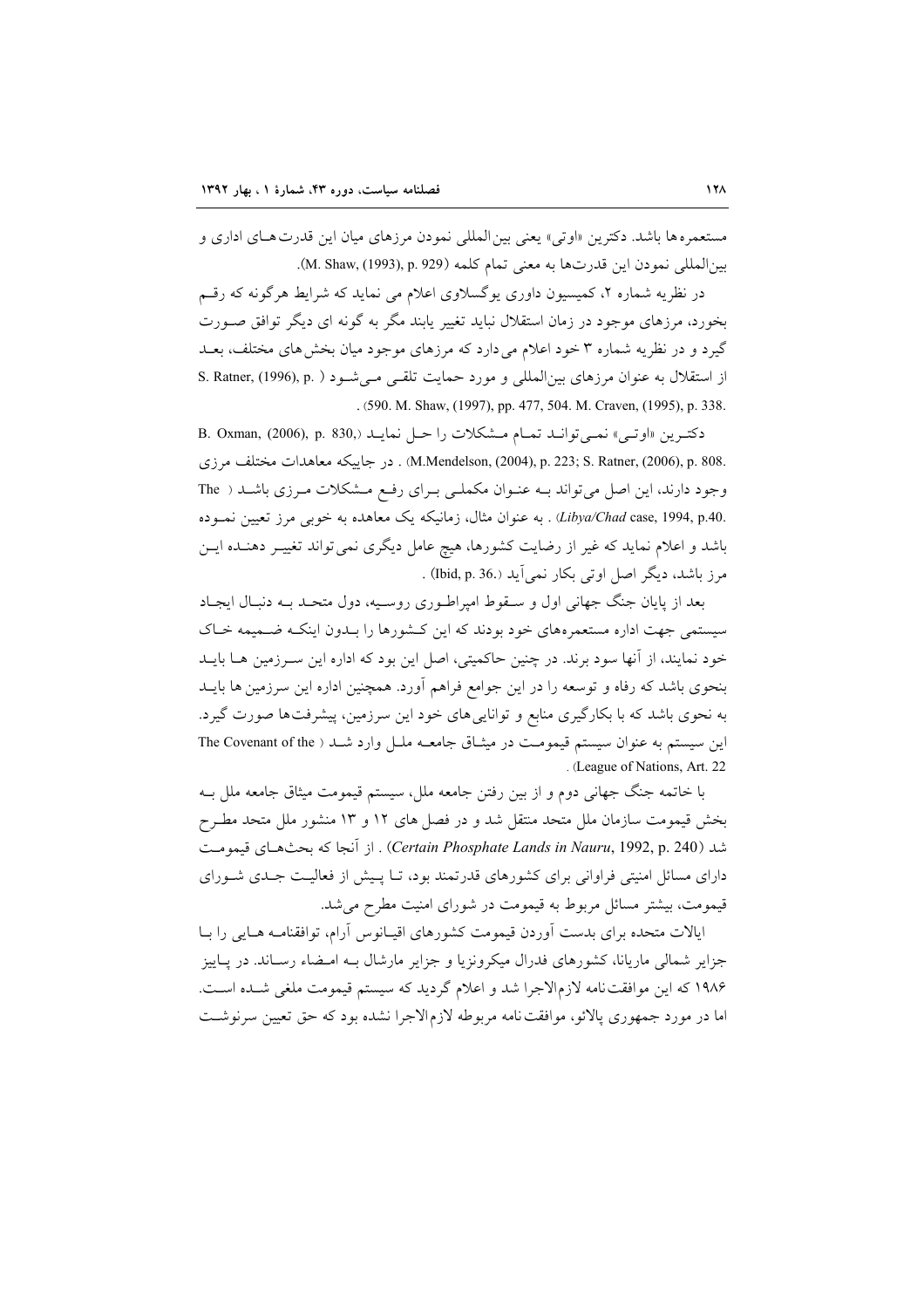مستعمره ها باشد. دکترین «اوتی» یعنی بین‌المللی نمودن مرزهای میان این قدرت‌های اداری و بین‌المللی نمودن این قدرت‌ها به معنی تمام کلمه (M. Shaw, (1993), p. 929).

در نظریه شماره ۲، کمیسیون داوری یوگسلاوی اعلام می نماید که شرایط هرگونه که رقم بخورد، مرزهای موجود در زمان استقلال نباید تغییر یابند مگر به گونه ای دیگر توافق صورت گیرد و در نظریه شماره ۳ خود اعلام می دارد که مرزهای موجود میان بخش‌های مختلف، بعد از استقلال به عنوان مرزهای بین‌المللی و مورد حمایت تلقی می‌شود ( S. Ratner, (1996), p. 590. M. Shaw, (1997), pp. 477, 504. M. Craven, (1995), p. 338.).

دکترین «اوتی» نمی‌تواند تمام مشکلات را حل نماید (B. Oxman, (2006), p. 830, M.Mendelson, (2004), p. 223; S. Ratner, (2006), p. 808.) . در جاییکه معاهدات مختلف مرزی وجود دارند، این اصل می‌تواند به عنوان مکملی برای رفع مشکلات مرزی باشد ( The *Libya/Chad* case, 1994, p.40.) . به عنوان مثال، زمانیکه یک معاهده به خوبی مرز تعیین نموده باشد و اعلام نماید که غیر از رضایت کشورها، هیچ عامل دیگری نمی‌تواند تغییر دهنده این مرز باشد، دیگر اصل اوتی بکار نمی‌آید (Ibid, p. 36.) .

بعد از پایان جنگ جهانی اول و سقوط امپراطوری روسیه، دول متحد به دنبال ایجاد سیستمی جهت اداره مستعمره‌های خود بودند که این کشورها را بدون اینکه ضمیمه خاک خود نمایند، از آنها سود برند. در چنین حاکمیتی، اصل این بود که اداره این سرزمین ها باید بنحوی باشد که رفاه و توسعه را در این جوامع فراهم آورد. همچنین اداره این سرزمین ها باید به نحوی باشد که با بکارگیری منابع و توانایی‌های خود این سرزمین، پیشرفت‌ها صورت گیرد. این سیستم به عنوان سیستم قیمومت در میثاق جامعه ملل وارد شد ( The Covenant of the League of Nations, Art. 22).

با خاتمه جنگ جهانی دوم و از بین رفتن جامعه ملل، سیستم قیمومت میثاق جامعه ملل به بخش قیمومت سازمان ملل متحد منتقل شد و در فصل های ۱۲ و ۱۳ منشور ملل متحد مطرح شد (*Certain Phosphate Lands in Nauru*, 1992, p. 240) . از آنجا که بحث‌های قیمومت دارای مسائل امنیتی فراوانی برای کشورهای قدرتمند بود، تا پیش از فعالیت جدی شورای قیمومت، بیشتر مسائل مربوط به قیمومت در شورای امنیت مطرح می‌شد.

ایالات متحده برای بدست آوردن قیمومت کشورهای اقیانوس آرام، توافقنامه هایی را با جزایر شمالی ماریانا، کشورهای فدرال میکرونزیا و جزایر مارشال به امضاء رساند. در پاییز ۱۹۸۶ که این موافقت‌نامه لازم‌الاجرا شد و اعلام گردید که سیستم قیمومت ملغی شده است. اما در مورد جمهوری پالائو، موافقت‌نامه مربوطه لازم‌الاجرا نشده بود که حق تعیین سرنوشت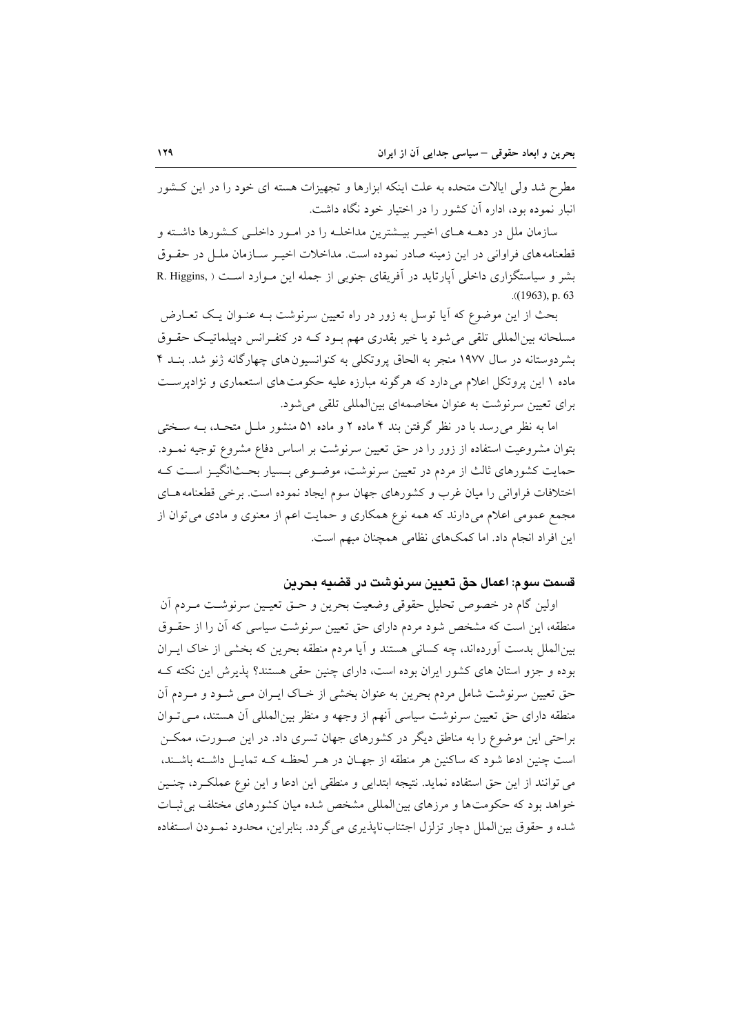مطرح شد ولی ایالات متحده به علت اینکه ابزارها و تجهیزات هسته ای خود را در این کشور انبار نموده بود، اداره آن کشور را در اختیار خود نگاه داشت.

سازمان ملل در دهه های اخیر بیشترین مداخله را در امور داخلی کشورها داشته و قطعنامه‌های فراوانی در این زمینه صادر نموده است. مداخلات اخیر سازمان ملل در حقوق بشر و سیاستگزاری داخلی آپارتاید در آفریقای جنوبی از جمله این موارد است ( R. Higgins, (1963), p. 63).

بحث از این موضوع که آیا توسل به زور در راه تعیین سرنوشت به عنوان یک تعارض مسلحانه بین‌المللی تلقی می‌شود یا خیر بقدری مهم بود که در کنفرانس دیپلماتیک حقوق بشردوستانه در سال ۱۹۷۷ منجر به الحاق پروتکلی به کنوانسیون‌های چهارگانه ژنو شد. بند ۴ ماده ۱ این پروتکل اعلام می‌دارد که هرگونه مبارزه علیه حکومت‌های استعماری و نژادپرست برای تعیین سرنوشت به عنوان مخاصمه‌ای بین‌المللی تلقی می‌شود.

اما به نظر می‌رسد با در نظر گرفتن بند ۴ ماده ۲ و ماده ۵۱ منشور ملل متحد، به سختی بتوان مشروعیت استفاده از زور را در حق تعیین سرنوشت بر اساس دفاع مشروع توجیه نمود. حمایت کشورهای ثالث از مردم در تعیین سرنوشت، موضوعی بسیار بحث‌انگیز است که اختلافات فراوانی را میان غرب و کشورهای جهان سوم ایجاد نموده است. برخی قطعنامه‌های مجمع عمومی اعلام می‌دارند که همه نوع همکاری و حمایت اعم از معنوی و مادی می‌توان از این افراد انجام داد. اما کمک‌های نظامی همچنان مبهم است.

## قسمت سوم: اعمال حق تعیین سرنوشت در قضیه بحرین

اولین گام در خصوص تحلیل حقوقی وضعیت بحرین و حق تعیین سرنوشت مردم آن منطقه، این است که مشخص شود مردم دارای حق تعیین سرنوشت سیاسی که آن را از حقوق بین‌الملل بدست آورده‌اند، چه کسانی هستند و آیا مردم منطقه بحرین که بخشی از خاک ایران بوده و جزو استان های کشور ایران بوده است، دارای چنین حقی هستند؟ پذیرش این نکته که حق تعیین سرنوشت شامل مردم بحرین به عنوان بخشی از خاک ایران می شود و مردم آن منطقه دارای حق تعیین سرنوشت سیاسی آنهم از وجهه و منظر بین‌المللی آن هستند، می‌توان براحتی این موضوع را به مناطق دیگر در کشورهای جهان تسری داد. در این صورت، ممکن است چنین ادعا شود که ساکنین هر منطقه از جهان در هر لحظه که تمایل داشته باشند، می توانند از این حق استفاده نماید. نتیجه ابتدایی و منطقی این ادعا و این نوع عملکرد، چنین خواهد بود که حکومت‌ها و مرزهای بین‌المللی مشخص شده میان کشورهای مختلف بی‌ثبات شده و حقوق بین‌الملل دچار تزلزل اجتناب‌ناپذیری می‌گردد. بنابراین، محدود نمودن استفاده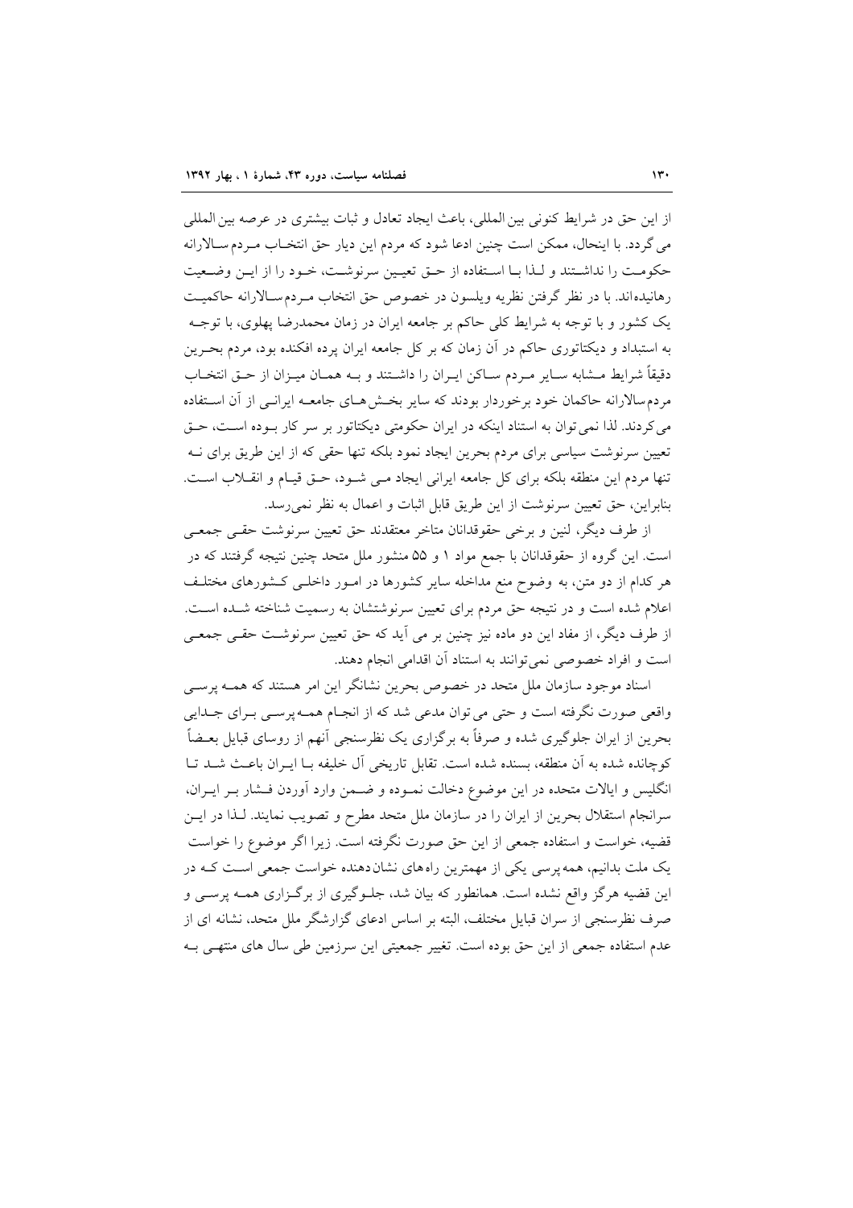از این حق در شرایط کنونی بین المللی، باعث ایجاد تعادل و ثبات بیشتری در عرصه بین المللی می گردد. با اینحال، ممکن است چنین ادعا شود که مردم این دیار حق انتخاب مردم سالارانه حکومت را نداشتند و لذا با استفاده از حق تعیین سرنوشت، خود را از این وضعیت رهانیده‌اند. با در نظر گرفتن نظریه ویلسون در خصوص حق انتخاب مردم‌سالارانه حاکمیت یک کشور و با توجه به شرایط کلی حاکم بر جامعه ایران در زمان محمدرضا پهلوی، با توجه به استبداد و دیکتاتوری حاکم در آن زمان که بر کل جامعه ایران پرده افکنده بود، مردم بحرین دقیقاً شرایط مشابه سایر مردم ساکن ایران را داشتند و به همان میزان از حق انتخاب مردم‌سالارانه حاکمان خود برخوردار بودند که سایر بخش‌های جامعه ایرانی از آن استفاده می‌کردند. لذا نمی‌توان به استناد اینکه در ایران حکومتی دیکتاتور بر سر کار بوده است، حق تعیین سرنوشت سیاسی برای مردم بحرین ایجاد نمود بلکه تنها حقی که از این طریق برای نه تنها مردم این منطقه بلکه برای کل جامعه ایرانی ایجاد می شود، حق قیام و انقلاب است. بنابراین، حق تعیین سرنوشت از این طریق قابل اثبات و اعمال به نظر نمی‌رسد.

از طرف دیگر، لنین و برخی حقوقدانان متاخر معتقدند حق تعیین سرنوشت حقی جمعی است. این گروه از حقوقدانان با جمع مواد ۱ و ۵۵ منشور ملل متحد چنین نتیجه گرفتند که در هر کدام از دو متن، به وضوح منع مداخله سایر کشورها در امور داخلی کشورهای مختلف اعلام شده است و در نتیجه حق مردم برای تعیین سرنوشتشان به رسمیت شناخته شده است. از طرف دیگر، از مفاد این دو ماده نیز چنین بر می آید که حق تعیین سرنوشت حقی جمعی است و افراد خصوصی نمی‌توانند به استناد آن اقدامی انجام دهند.

اسناد موجود سازمان ملل متحد در خصوص بحرین نشانگر این امر هستند که همه پرسی واقعی صورت نگرفته است و حتی می توان مدعی شد که از انجام همه‌پرسی برای جدایی بحرین از ایران جلوگیری شده و صرفاً به برگزاری یک نظرسنجی آنهم از روسای قبایل بعضاً کوچانده شده به آن منطقه، بسنده شده است. تقابل تاریخی آل خلیفه با ایران باعث شد تا انگلیس و ایالات متحده در این موضوع دخالت نموده و ضمن وارد آوردن فشار بر ایران، سرانجام استقلال بحرین از ایران را در سازمان ملل متحد مطرح و تصویب نمایند. لذا در این قضیه، خواست و استفاده جمعی از این حق صورت نگرفته است. زیرا اگر موضوع را خواست یک ملت بدانیم، همه پرسی یکی از مهمترین راه‌های نشان‌دهنده خواست جمعی است که در این قضیه هرگز واقع نشده است. همانطور که بیان شد، جلوگیری از برگزاری همه پرسی و صرف نظرسنجی از سران قبایل مختلف، البته بر اساس ادعای گزارشگر ملل متحد، نشانه ای از عدم استفاده جمعی از این حق بوده است. تغییر جمعیتی این سرزمین طی سال های منتهی به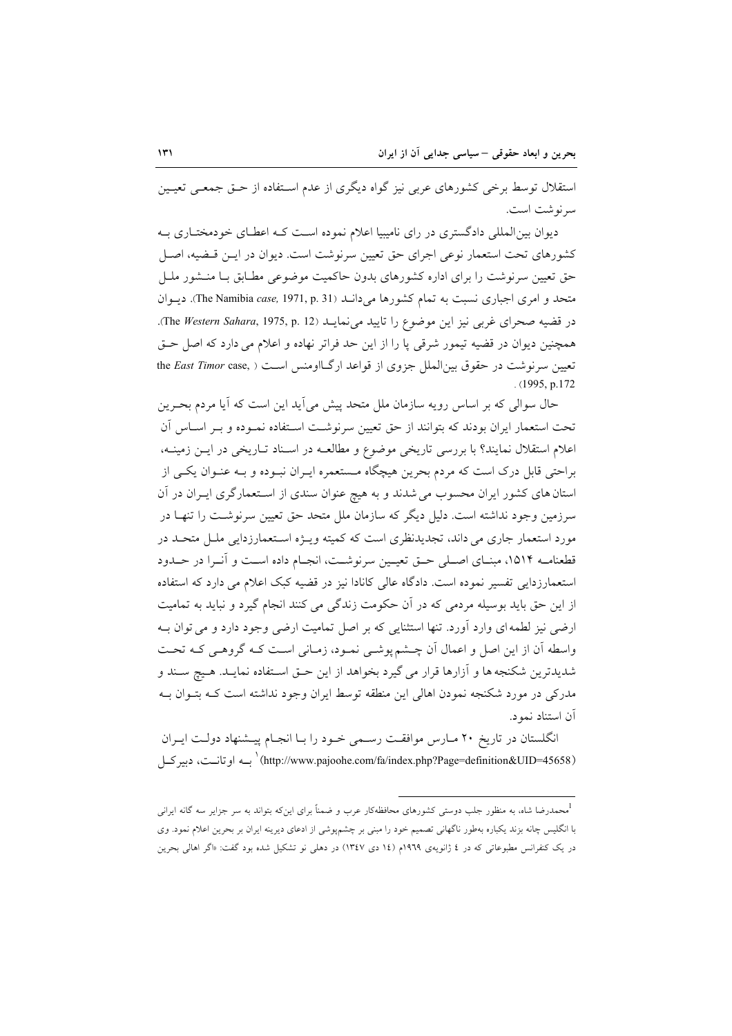استقلال توسط برخی کشورهای عربی نیز گواه دیگری از عدم استفاده از حق جمعی تعیین سرنوشت است.

دیوان بین‌المللی دادگستری در رای نامیبیا اعلام نموده است که اعطای خودمختاری به کشورهای تحت استعمار نوعی اجرای حق تعیین سرنوشت است. دیوان در این قضیه، اصل حق تعیین سرنوشت را برای اداره کشورهای بدون حاکمیت موضوعی مطابق با منشور ملل متحد و امری اجباری نسبت به تمام کشورها می‌داند (The Namibia *case,* 1971, p. 31). دیوان در قضیه صحرای غربی نیز این موضوع را تایید می‌نماید (The *Western Sahara*, 1975, p. 12). همچنین دیوان در قضیه تیمور شرقی پا را از این حد فراتر نهاده و اعلام می دارد که اصل حق تعیین سرنوشت در حقوق بین‌الملل جزوی از قواعد ارگاامنس است (the *East Timor* case, 1995, p.172).

حال سوالی که بر اساس رویه سازمان ملل متحد پیش می‌آید این است که آیا مردم بحرین تحت استعمار ایران بودند که بتوانند از حق تعیین سرنوشت استفاده نموده و بر اساس آن اعلام استقلال نمایند؟ با بررسی تاریخی موضوع و مطالعه در اسناد تاریخی در این زمینه، براحتی قابل درک است که مردم بحرین هیچگاه مستعمره ایران نبوده و به عنوان یکی از استان های کشور ایران محسوب می شدند و به هیچ عنوان سندی از استعمارگری ایران در آن سرزمین وجود نداشته است. دلیل دیگر که سازمان ملل متحد حق تعیین سرنوشت را تنها در مورد استعمار جاری می داند، تجدیدنظری است که کمیته ویژه استعمارزدایی ملل متحد در قطعنامه ۱۵۱۴، مبنای اصلی حق تعیین سرنوشت، انجام داده است و آنرا در حدود استعمارزدایی تفسیر نموده است. دادگاه عالی کانادا نیز در قضیه کبک اعلام می دارد که استفاده از این حق باید بوسیله مردمی که در آن حکومت زندگی می کنند انجام گیرد و نباید به تمامیت ارضی نیز لطمه‌ای وارد آورد. تنها استثنایی که بر اصل تمامیت ارضی وجود دارد و می توان به واسطه آن از این اصل و اعمال آن چشم پوشی نمود، زمانی است که گروهی که تحت شدیدترین شکنجه ها و آزارها قرار می گیرد بخواهد از این حق استفاده نماید. هیچ سند و مدرکی در مورد شکنجه نمودن اهالی این منطقه توسط ایران وجود نداشته است که بتوان به آن استناد نمود.

انگلستان در تاریخ ۲۰ مارس موافقت رسمی خود را با انجام پیشنهاد دولت ایران (http://www.pajoohe.com/fa/index.php?Page=definition&UID=45658)[1] به اوتانت، دبیرکل

---

[1] محمدرضا شاه، به منظور جلب دوستی کشورهای محافظه‌کار عرب و ضمناً برای این‌که بتواند به سر جزایر سه گانه ایرانی با انگلیس چانه بزند یکباره به‌طور ناگهانی تصمیم خود را مبنی بر چشم‌پوشی از ادعای دیرینه ایران بر بحرین اعلام نمود. وی در یک کنفرانس مطبوعاتی که در ٤ ژانویه‌ی ١٩٦٩م (١٤ دی ١٣٤٧) در دهلی نو تشکیل شده بود گفت: «اگر اهالی بحرین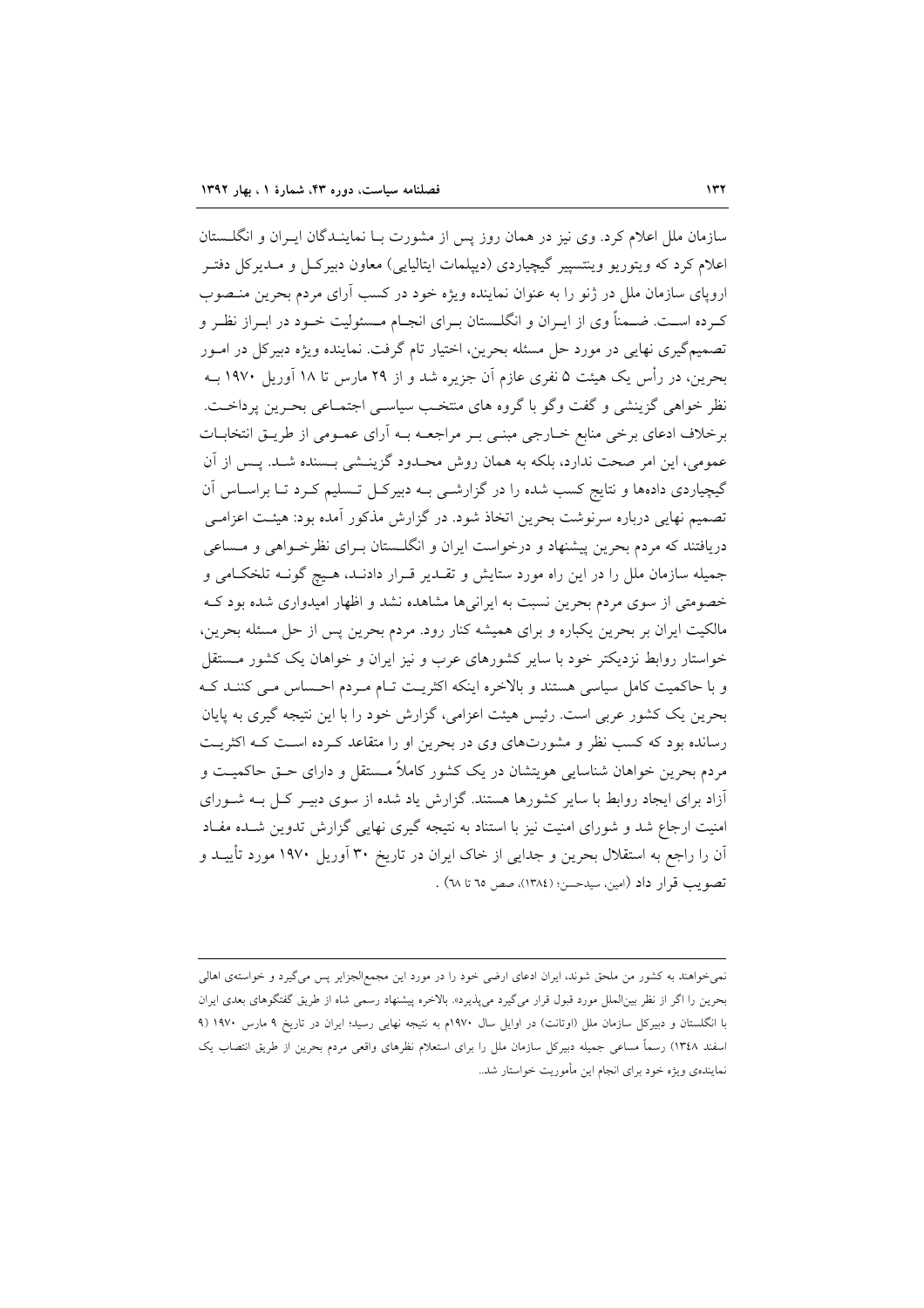سازمان ملل اعلام کرد. وی نیز در همان روز پس از مشورت بـا نماینـدگان ایـران و انگلـستان اعلام کرد که ویتوریو وینتسپیر گیچیاردی (دیپلمات ایتالیایی) معاون دبیرکـل و مـدیرکل دفتـر اروپای سازمان ملل در ژنو را به عنوان نماینده ویژه خود در کسب آرای مردم بحرین منـصوب کـرده اسـت. ضـمناً وی از ایـران و انگلـستان بـرای انجـام مـسئولیت خـود در ابـراز نظـر و تصمیم‌گیری نهایی در مورد حل مسئله بحرین، اختیار تام گرفت. نماینده ویژه دبیرکل در امـور بحرین، در رأس یک هیئت ۵ نفری عازم آن جزیره شد و از ۲۹ مارس تا ۱۸ آوریل ۱۹۷۰ بـه نظر خواهی گزینشی و گفت وگو با گروه های منتخـب سیاسـی اجتمـاعی بحـرین پرداخـت. برخلاف ادعای برخی منابع خـارجی مبنـی بـر مراجعـه بـه آرای عمـومی از طریـق انتخابـات عمومی، این امر صحت ندارد، بلکه به همان روش محـدود گزینـشی بـسنده شـد. پـس از آن گیچیاردی داده‌ها و نتایج کسب شده را در گزارشـی بـه دبیرکـل تـسلیم کـرد تـا براسـاس آن تصمیم نهایی درباره سرنوشت بحرین اتخاذ شود. در گزارش مذکور آمده بود: هیئـت اعزامـی دریافتند که مردم بحرین پیشنهاد و درخواست ایران و انگلـستان بـرای نظرخـواهی و مـساعی جمیله سازمان ملل را در این راه مورد ستایش و تقـدیر قـرار دادنـد، هـیچ گونـه تلخکـامی و خصومتی از سوی مردم بحرین نسبت به ایرانی‌ها مشاهده نشد و اظهار امیدواری شده بود کـه مالکیت ایران بر بحرین یکباره و برای همیشه کنار رود. مردم بحرین پس از حل مسئله بحرین، خواستار روابط نزدیکتر خود با سایر کشورهای عرب و نیز ایران و خواهان یک کشور مـستقل و با حاکمیت کامل سیاسی هستند و بالاخره اینکه اکثریـت تـام مـردم احـساس مـی کننـد کـه بحرین یک کشور عربی است. رئیس هیئت اعزامی، گزارش خود را با این نتیجه گیری به پایان رسانده بود که کسب نظر و مشورت‌های وی در بحرین او را متقاعد کـرده اسـت کـه اکثریـت مردم بحرین خواهان شناسایی هویتشان در یک کشور کاملاً مـستقل و دارای حـق حاکمیـت و آزاد برای ایجاد روابط با سایر کشورها هستند. گزارش یاد شده از سوی دبیـر کـل بـه شـورای امنیت ارجاع شد و شورای امنیت نیز با استناد به نتیجه گیری نهایی گزارش تدوین شـده مفـاد آن را راجع به استقلال بحرین و جدایی از خاک ایران در تاریخ ۳۰ آوریل ۱۹۷۰ مورد تأییـد و تصویب قرار داد (امین، سیدحسن؛ (۱۳۸٤)، صص ٦٥ تا ٦٨) .

---

نمی‌خواهند به کشور من ملحق شوند، ایران ادعای ارضی خود را در مورد این مجمع‌الجزایر پس می‌گیرد و خواسته‌ی اهالی بحرین را اگر از نظر بین‌المملل مورد قبول قرار می‌گیرد می‌پذیرد». بالاخره پیشنهاد رسمی شاه از طریق گفتگوهای بعدی ایران با انگلستان و دبیرکل سازمان ملل (اوتانت) در اوایل سال ۱۹۷۰م به نتیجه نهایی رسید؛ ایران در تاریخ ۹ مارس ۱۹۷۰ (۹ اسفند ۱۳۴۸) رسماً مساعی جمیله دبیرکل سازمان ملل را برای استعلام نظرهای واقعی مردم بحرین از طریق انتصاب یک نماینده‌ی ویژه خود برای انجام این مأموریت خواستار شد..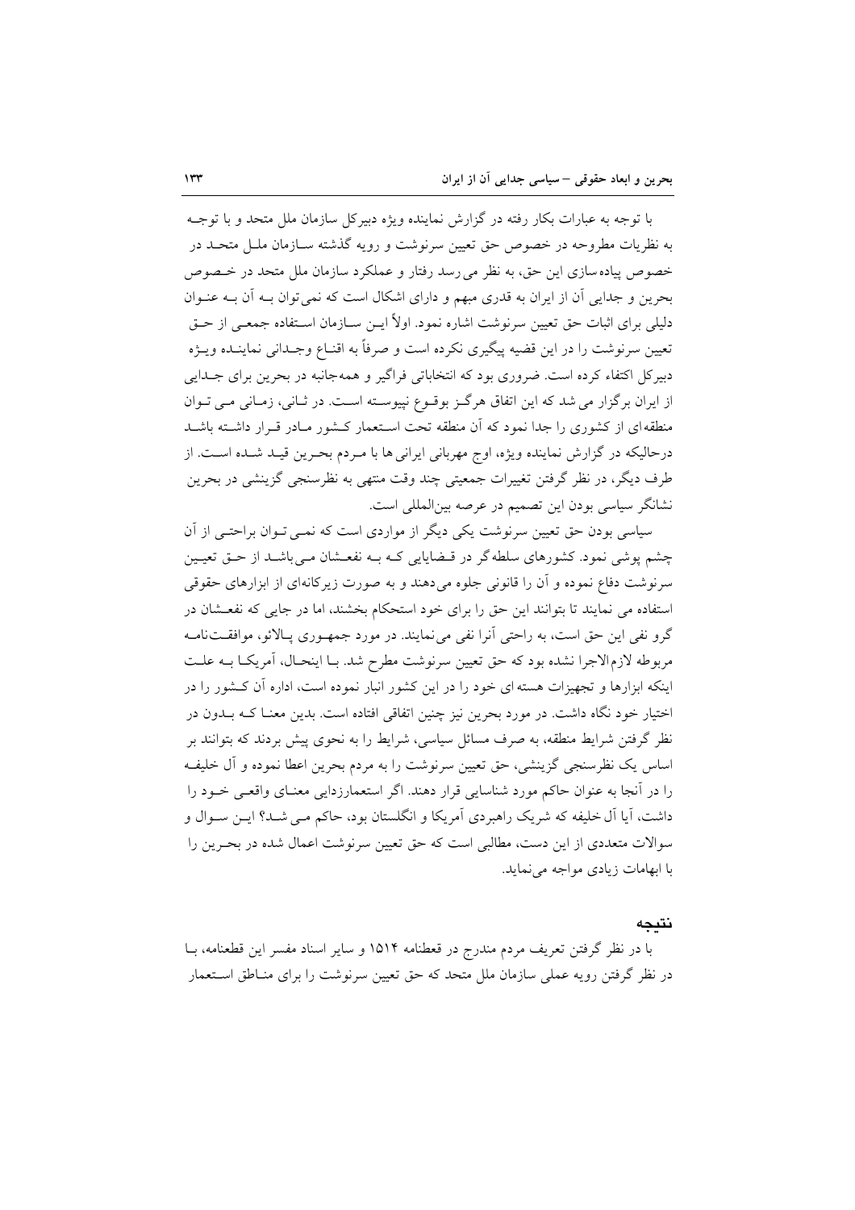با توجه به عبارات بکار رفته در گزارش نماینده ویژه دبیرکل سازمان ملل متحد و با توجه به نظریات مطروحه در خصوص حق تعیین سرنوشت و رویه گذشته سازمان ملل متحد در خصوص پیاده‌سازی این حق، به نظر می‌رسد رفتار و عملکرد سازمان ملل متحد در خصوص بحرین و جدایی آن از ایران به قدری مبهم و دارای اشکال است که نمی‌توان به آن به عنوان دلیلی برای اثبات حق تعیین سرنوشت اشاره نمود. اولاً این سازمان استفاده جمعی از حق تعیین سرنوشت را در این قضیه پیگیری نکرده است و صرفاً به اقناع وجدانی نماینده ویژه دبیرکل اکتفاء کرده است. ضروری بود که انتخاباتی فراگیر و همه‌جانبه در بحرین برای جدایی از ایران برگزار می‌شد که این اتفاق هرگز بوقوع نپیوسته است. در ثانی، زمانی می‌توان منطقه‌ای از کشوری را جدا نمود که آن منطقه تحت استعمار کشور مادر قرار داشته باشد درحالیکه در گزارش نماینده ویژه، اوج مهربانی ایرانی‌ها با مردم بحرین قید شده است. از طرف دیگر، در نظر گرفتن تغییرات جمعیتی چند وقت منتهی به نظرسنجی گزینشی در بحرین نشانگر سیاسی بودن این تصمیم در عرصه بین‌المللی است.

سیاسی بودن حق تعیین سرنوشت یکی دیگر از مواردی است که نمی‌توان براحتی از آن چشم پوشی نمود. کشورهای سلطه‌گر در قضایایی که به نفعشان می‌باشد از حق تعیین سرنوشت دفاع نموده و آن را قانونی جلوه می‌دهند و به صورت زیرکانه‌ای از ابزارهای حقوقی استفاده می‌نمایند تا بتوانند این حق را برای خود استحکام بخشند، اما در جایی که نفعشان در گرو نفی این حق است، به راحتی آنرا نفی می‌نمایند. در مورد جمهوری پالائو، موافقت‌نامه مربوطه لازم‌الاجرا نشده بود که حق تعیین سرنوشت مطرح شد. با اینحال، آمریکا به علت اینکه ابزارها و تجهیزات هسته‌ای خود را در این کشور انبار نموده است، اداره آن کشور را در اختیار خود نگاه داشت. در مورد بحرین نیز چنین اتفاقی افتاده است. بدین معنا که بدون در نظر گرفتن شرایط منطقه، به صرف مسائل سیاسی، شرایط را به نحوی پیش بردند که بتوانند بر اساس یک نظرسنجی گزینشی، حق تعیین سرنوشت را به مردم بحرین اعطا نموده و آل خلیفه را در آنجا به عنوان حاکم مورد شناسایی قرار دهند. اگر استعمارزدایی معنای واقعی خود را داشت، آیا آل‌خلیفه که شریک راهبردی آمریکا و انگلستان بود، حاکم می‌شد؟ این سوال و سوالات متعددی از این دست، مطالبی است که حق تعیین سرنوشت اعمال شده در بحرین را با ابهامات زیادی مواجه می‌نماید.

## نتیجه

با در نظر گرفتن تعریف مردم مندرج در قطعنامه ۱۵۱۴ و سایر اسناد مفسر این قطعنامه، با در نظر گرفتن رویه عملی سازمان ملل متحد که حق تعیین سرنوشت را برای مناطق استعمار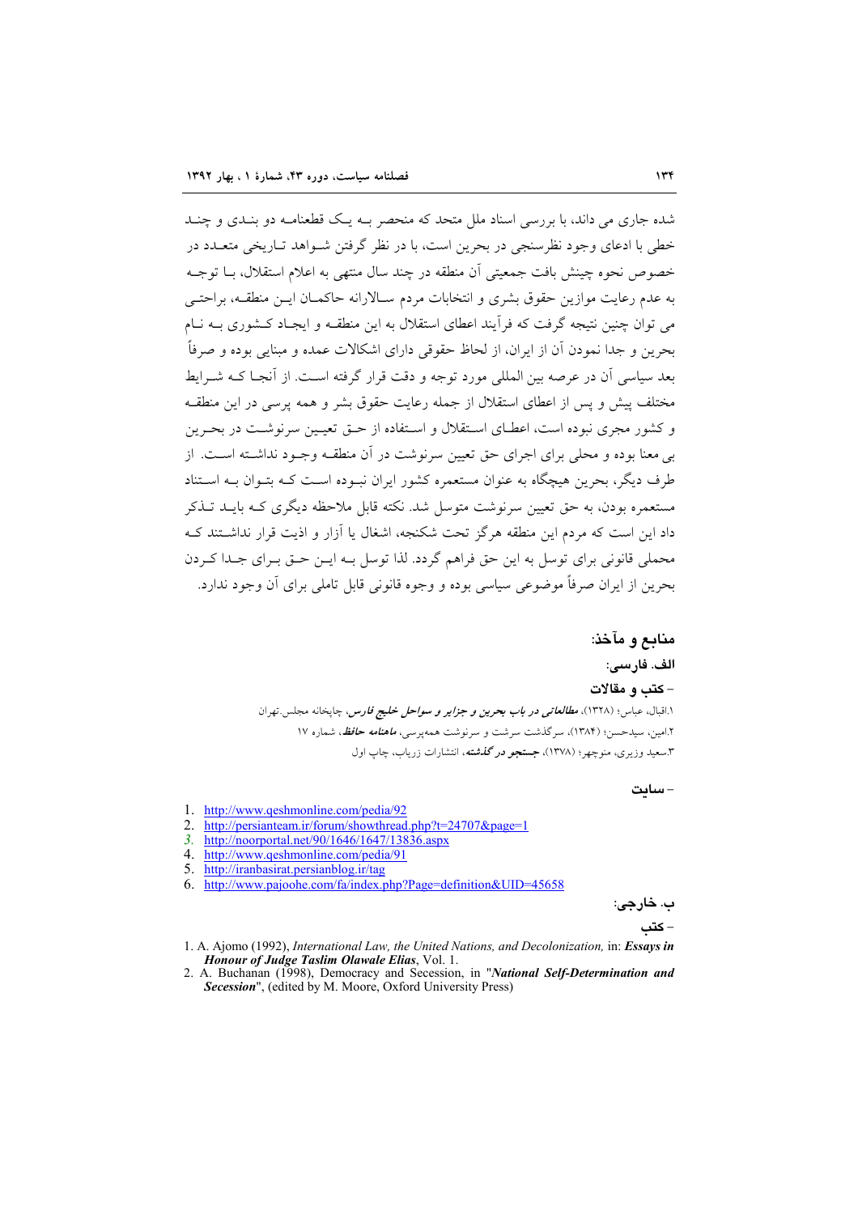شده جاری می داند، با بررسی اسناد ملل متحد که منحصر بـه یـک قطعنامـه دو بنـدی و چنـد خطی با ادعای وجود نظرسنجی در بحرین است، با در نظر گرفتن شـواهد تـاریخی متعـدد در خصوص نحوه چینش بافت جمعیتی آن منطقه در چند سال منتهی به اعلام استقلال، بـا توجـه به عدم رعایت موازین حقوق بشری و انتخابات مردم سـالارانه حاکمـان ایـن منطقـه، براحتـی می توان چنین نتیجه گرفت که فرآیند اعطای استقلال به این منطقـه و ایجـاد کـشوری بـه نـام بحرین و جدا نمودن آن از ایران، از لحاظ حقوقی دارای اشکالات عمده و مبنایی بوده و صرفاً بعد سیاسی آن در عرصه بین المللی مورد توجه و دقت قرار گرفته اسـت. از آنجـا کـه شـرایط مختلف پیش و پس از اعطای استقلال از جمله رعایت حقوق بشر و همه پرسی در این منطقـه و کشور مجری نبوده است، اعطـای اسـتقلال و اسـتفاده از حـق تعیـین سرنوشـت در بحـرین بی معنا بوده و محلی برای اجرای حق تعیین سرنوشت در آن منطقـه وجـود نداشـته اسـت. از طرف دیگر، بحرین هیچگاه به عنوان مستعمره کشور ایران نبـوده اسـت کـه بتـوان بـه اسـتناد مستعمره بودن، به حق تعیین سرنوشت متوسل شد. نکته قابل ملاحظه دیگری کـه بایـد تـذکر داد این است که مردم این منطقه هرگز تحت شکنجه، اشغال یا آزار و اذیت قرار نداشـتند کـه محملی قانونی برای توسل به این حق فراهم گردد. لذا توسل بـه ایـن حـق بـرای جـدا کـردن بحرین از ایران صرفاً موضوعی سیاسی بوده و وجوه قانونی قابل تاملی برای آن وجود ندارد.

## منابع و مآخذ:

### الف. فارسی:

#### - کتب و مقالات

۱.اقبال، عباس؛ (۱۳۲۸)، ***مطالعاتی در باب بحرین و جزایر و سواحل خلیج فارس***، چاپخانه مجلس.تهران

۲.امین، سیدحسن؛ (۱۳۸۴)، سرگذشت سرشت و سرنوشت همه‌پرسی، ***ماهنامه حافظ***، شماره ۱۷

۳.سعید وزیری، منوچهر؛ (۱۳۷۸)، ***جستجو در گذشته***، انتشارات زریاب، چاپ اول

#### - سایت

1. http://www.qeshmonline.com/pedia/92
2. http://persianteam.ir/forum/showthread.php?t=24707&page=1
3. http://noorportal.net/90/1646/1647/13836.aspx
4. http://www.qeshmonline.com/pedia/91
5. http://iranbasirat.persianblog.ir/tag
6. http://www.pajoohe.com/fa/index.php?Page=definition&UID=45658

### ب. خارجی:

#### - کتب

1. A. Ajomo (1992), *International Law, the United Nations, and Decolonization,* in: ***Essays in Honour of Judge Taslim Olawale Elias***, Vol. 1.
2. A. Buchanan (1998), Democracy and Secession, in "***National Self-Determination and Secession***", (edited by M. Moore, Oxford University Press)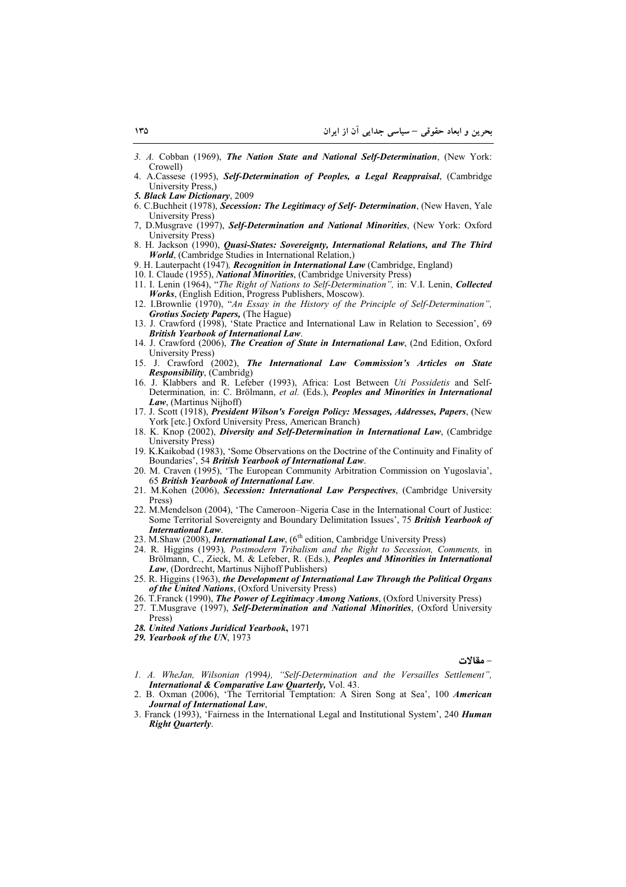3. *A.* Cobban (1969), ***The Nation State and National Self-Determination***, (New York: Crowell)
4. A.Cassese (1995), ***Self-Determination of Peoples, a Legal Reappraisal***, (Cambridge University Press,)
5. ***Black Law Dictionary***, 2009
6. C.Buchheit (1978), ***Secession: The Legitimacy of Self- Determination***, (New Haven, Yale University Press)
7, D.Musgrave (1997), ***Self-Determination and National Minorities***, (New York: Oxford University Press)
8. H. Jackson (1990), ***Quasi-States: Sovereignty, International Relations, and The Third World***, (Cambridge Studies in International Relation,)
9. H. Lauterpacht (1947), ***Recognition in International Law*** (Cambridge, England)
10. I. Claude (1955), ***National Minorities***, (Cambridge University Press)
11. I. Lenin (1964), "*The Right of Nations to Self-Determination",* in: V.I. Lenin, ***Collected Works***, (English Edition, Progress Publishers, Moscow).
12. I.Brownlie (1970), "*An Essay in the History of the Principle of Self-Determination", **Grotius Society Papers,*** (The Hague)
13. J. Crawford (1998), 'State Practice and International Law in Relation to Secession', 69 ***British Yearbook of International Law***.
14. J. Crawford (2006), ***The Creation of State in International Law***, (2nd Edition, Oxford University Press)
15. J. Crawford (2002), ***The International Law Commission's Articles on State Responsibility***, (Cambridg)
16. J. Klabbers and R. Lefeber (1993), Africa: Lost Between *Uti Possidetis* and Self-Determination*,* in: C. Brölmann, *et al.* (Eds.), ***Peoples and Minorities in International Law***, (Martinus Nijhoff)
17. J. Scott (1918), ***President Wilson's Foreign Policy: Messages, Addresses, Papers***, (New York [etc.] Oxford University Press, American Branch)
18. K. Knop (2002), ***Diversity and Self-Determination in International Law***, (Cambridge University Press)
19. K.Kaikobad (1983), 'Some Observations on the Doctrine of the Continuity and Finality of Boundaries', 54 ***British Yearbook of International Law***.
20. M. Craven (1995), 'The European Community Arbitration Commission on Yugoslavia', 65 ***British Yearbook of International Law***.
21. M.Kohen (2006), ***Secession: International Law Perspectives***, (Cambridge University Press)
22. M.Mendelson (2004), 'The Cameroon–Nigeria Case in the International Court of Justice: Some Territorial Sovereignty and Boundary Delimitation Issues', 75 ***British Yearbook of International Law***.
23. M.Shaw (2008), ***International Law***, (6th edition, Cambridge University Press)
24. R. Higgins (1993)*, Postmodern Tribalism and the Right to Secession, Comments,* in Brölmann, C., Zieck, M. & Lefeber, R. (Eds.), ***Peoples and Minorities in International Law***, (Dordrecht, Martinus Nijhoff Publishers)
25. R. Higgins (1963), ***the Development of International Law Through the Political Organs of the United Nations***, (Oxford University Press)
26. T.Franck (1990), ***The Power of Legitimacy Among Nations***, (Oxford University Press)
27. T.Musgrave (1997), ***Self-Determination and National Minorities***, (Oxford University Press)
28. ***United Nations Juridical Yearbook*****,** 1971
29. ***Yearbook of the UN***, 1973

**– مقالات**

1. *A. WheJan, Wilsonian (*1994*), "Self-Determination and the Versailles Settlement", **International & Comparative Law Quarterly,*** Vol. 43.
2. B. Oxman (2006), 'The Territorial Temptation: A Siren Song at Sea', 100 ***American Journal of International Law***,
3. Franck (1993), 'Fairness in the International Legal and Institutional System', 240 ***Human Right Quarterly***.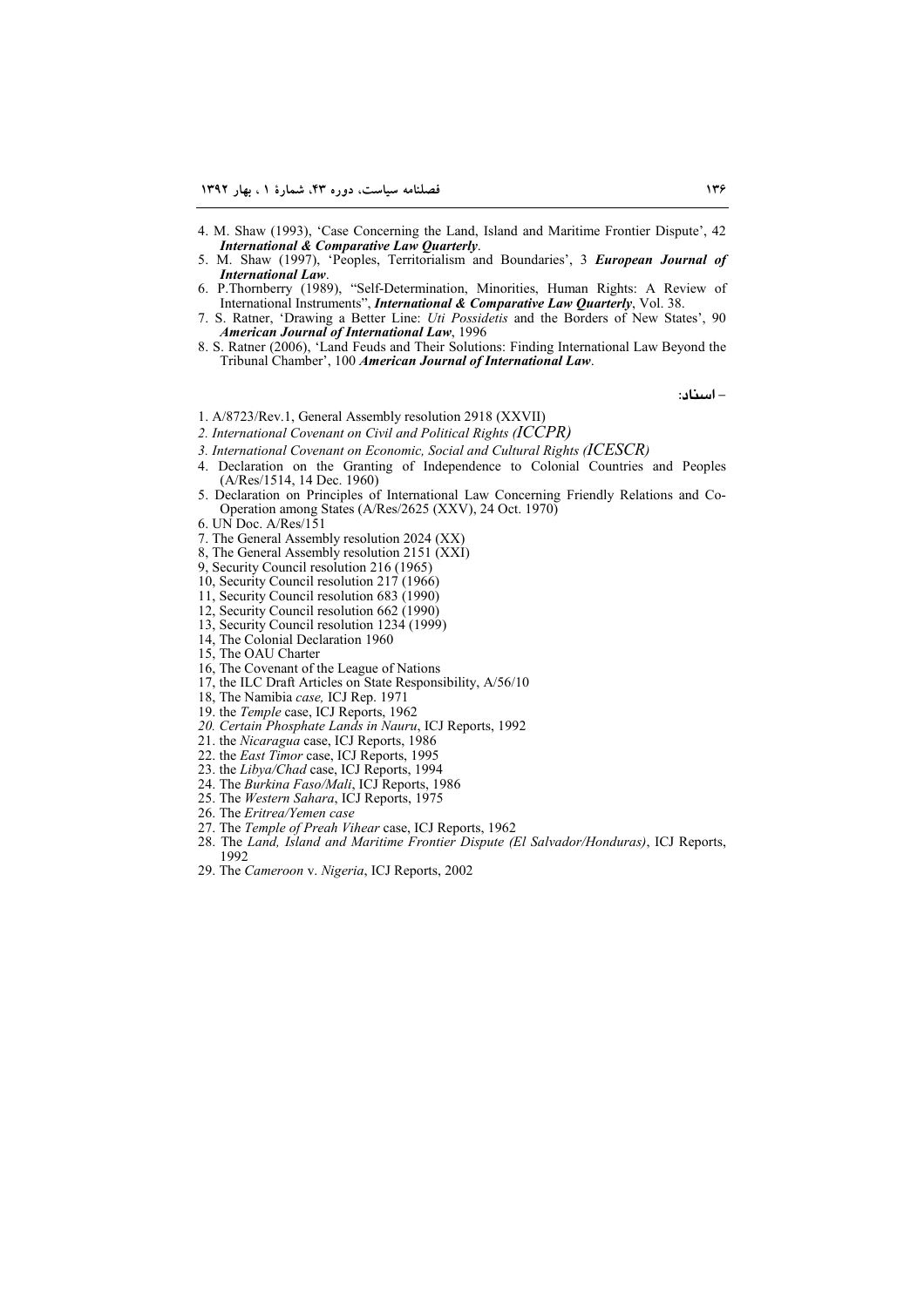4. M. Shaw (1993), 'Case Concerning the Land, Island and Maritime Frontier Dispute', 42 ***International & Comparative Law Quarterly***.
5. M. Shaw (1997), 'Peoples, Territorialism and Boundaries', 3 ***European Journal of International Law***.
6. P.Thornberry (1989), "Self-Determination, Minorities, Human Rights: A Review of International Instruments", ***International & Comparative Law Quarterly***, Vol. 38.
7. S. Ratner, 'Drawing a Better Line: *Uti Possidetis* and the Borders of New States', 90 ***American Journal of International Law***, 1996
8. S. Ratner (2006), 'Land Feuds and Their Solutions: Finding International Law Beyond the Tribunal Chamber', 100 ***American Journal of International Law***.

**– اسناد:**

1. A/8723/Rev.1, General Assembly resolution 2918 (XXVII)
2. *International Covenant on Civil and Political Rights (ICCPR)*
3. *International Covenant on Economic, Social and Cultural Rights (ICESCR)*
4. Declaration on the Granting of Independence to Colonial Countries and Peoples (A/Res/1514, 14 Dec. 1960)
5. Declaration on Principles of International Law Concerning Friendly Relations and Co-Operation among States (A/Res/2625 (XXV), 24 Oct. 1970)
6. UN Doc. A/Res/151
7. The General Assembly resolution 2024 (XX)
8, The General Assembly resolution 2151 (XXI)
9, Security Council resolution 216 (1965)
10, Security Council resolution 217 (1966)
11, Security Council resolution 683 (1990)
12, Security Council resolution 662 (1990)
13, Security Council resolution 1234 (1999)
14, The Colonial Declaration 1960
15, The OAU Charter
16, The Covenant of the League of Nations
17, the ILC Draft Articles on State Responsibility, A/56/10
18, The Namibia *case,* ICJ Rep. 1971
19. the *Temple* case, ICJ Reports, 1962
20. *Certain Phosphate Lands in Nauru*, ICJ Reports, 1992
21. the *Nicaragua* case, ICJ Reports, 1986
22. the *East Timor* case, ICJ Reports, 1995
23. the *Libya/Chad* case, ICJ Reports, 1994
24. The *Burkina Faso/Mali*, ICJ Reports, 1986
25. The *Western Sahara*, ICJ Reports, 1975
26. The *Eritrea/Yemen case*
27. The *Temple of Preah Vihear* case, ICJ Reports, 1962
28. The *Land, Island and Maritime Frontier Dispute (El Salvador/Honduras)*, ICJ Reports, 1992
29. The *Cameroon* v. *Nigeria*, ICJ Reports, 2002